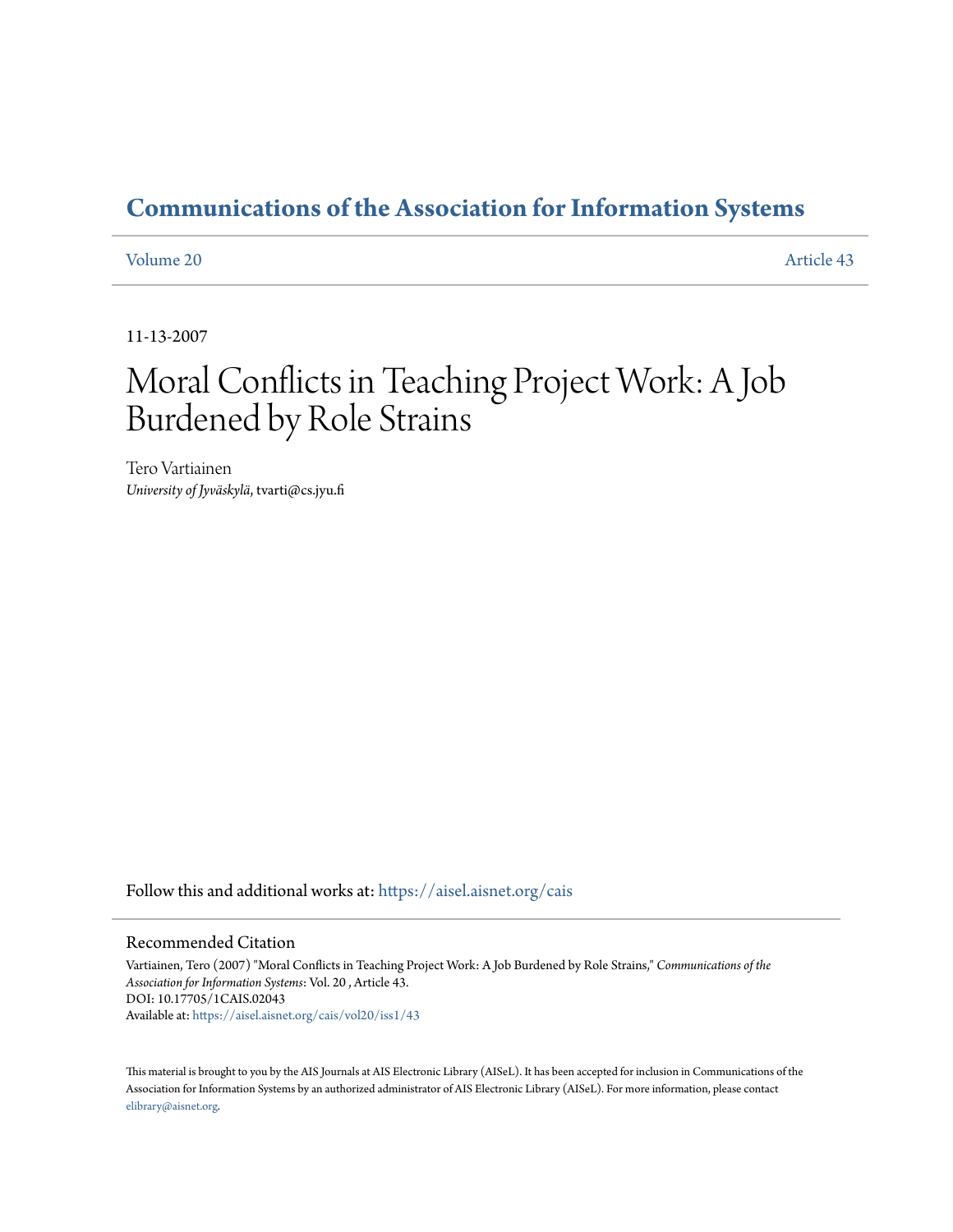# Communications of the Association for Information Systems

Volume 20 | Article 43

11-13-2007

# Moral Conflicts in Teaching Project Work: A Job Burdened by Role Strains

Tero Vartiainen
*University of Jyväskylä*, tvarti@cs.jyu.fi

Follow this and additional works at: https://aisel.aisnet.org/cais

## Recommended Citation

Vartiainen, Tero (2007) "Moral Conflicts in Teaching Project Work: A Job Burdened by Role Strains," *Communications of the Association for Information Systems*: Vol. 20 , Article 43.
DOI: 10.17705/1CAIS.02043
Available at: https://aisel.aisnet.org/cais/vol20/iss1/43

This material is brought to you by the AIS Journals at AIS Electronic Library (AISeL). It has been accepted for inclusion in Communications of the Association for Information Systems by an authorized administrator of AIS Electronic Library (AISeL). For more information, please contact elibrary@aisnet.org.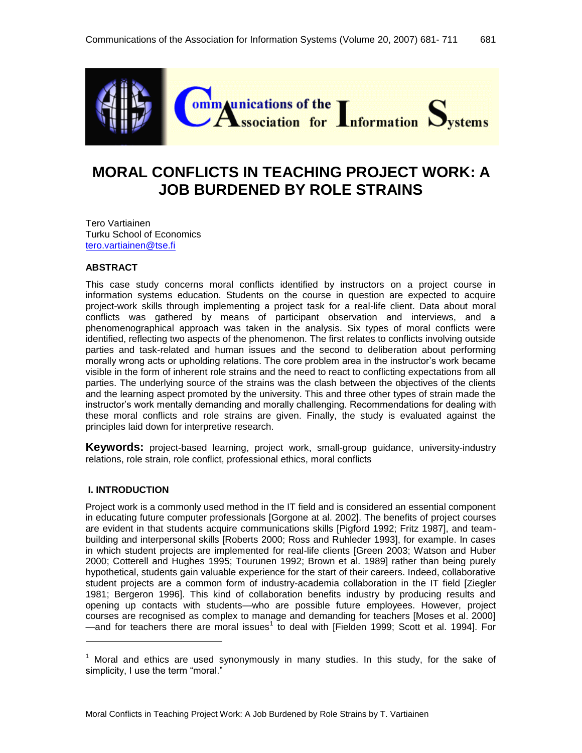# MORAL CONFLICTS IN TEACHING PROJECT WORK: A JOB BURDENED BY ROLE STRAINS

Tero Vartiainen
Turku School of Economics
tero.vartiainen@tse.fi

### ABSTRACT

This case study concerns moral conflicts identified by instructors on a project course in information systems education. Students on the course in question are expected to acquire project-work skills through implementing a project task for a real-life client. Data about moral conflicts was gathered by means of participant observation and interviews, and a phenomenographical approach was taken in the analysis. Six types of moral conflicts were identified, reflecting two aspects of the phenomenon. The first relates to conflicts involving outside parties and task-related and human issues and the second to deliberation about performing morally wrong acts or upholding relations. The core problem area in the instructor's work became visible in the form of inherent role strains and the need to react to conflicting expectations from all parties. The underlying source of the strains was the clash between the objectives of the clients and the learning aspect promoted by the university. This and three other types of strain made the instructor's work mentally demanding and morally challenging. Recommendations for dealing with these moral conflicts and role strains are given. Finally, the study is evaluated against the principles laid down for interpretive research.

**Keywords:** project-based learning, project work, small-group guidance, university-industry relations, role strain, role conflict, professional ethics, moral conflicts

### I. INTRODUCTION

Project work is a commonly used method in the IT field and is considered an essential component in educating future computer professionals [Gorgone at al. 2002]. The benefits of project courses are evident in that students acquire communications skills [Pigford 1992; Fritz 1987], and team-building and interpersonal skills [Roberts 2000; Ross and Ruhleder 1993], for example. In cases in which student projects are implemented for real-life clients [Green 2003; Watson and Huber 2000; Cotterell and Hughes 1995; Tourunen 1992; Brown et al. 1989] rather than being purely hypothetical, students gain valuable experience for the start of their careers. Indeed, collaborative student projects are a common form of industry-academia collaboration in the IT field [Ziegler 1981; Bergeron 1996]. This kind of collaboration benefits industry by producing results and opening up contacts with students—who are possible future employees. However, project courses are recognised as complex to manage and demanding for teachers [Moses et al. 2000] —and for teachers there are moral issues[1] to deal with [Fielden 1999; Scott et al. 1994]. For

[1] Moral and ethics are used synonymously in many studies. In this study, for the sake of simplicity, I use the term "moral."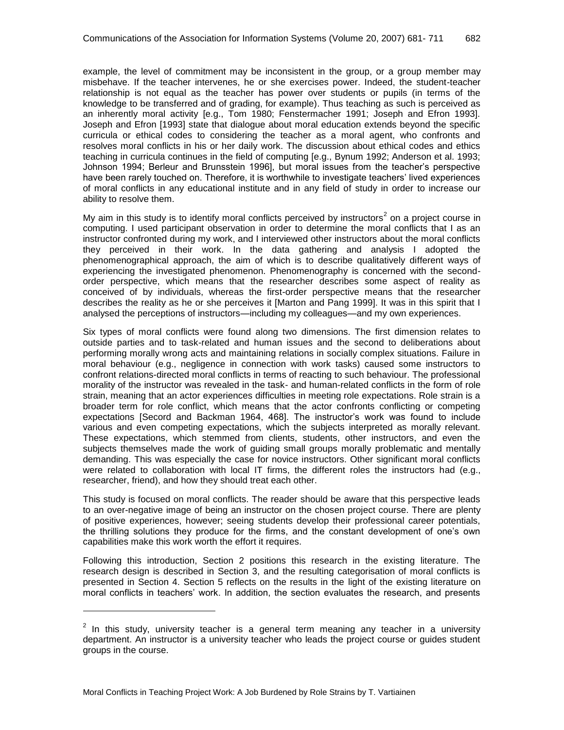example, the level of commitment may be inconsistent in the group, or a group member may misbehave. If the teacher intervenes, he or she exercises power. Indeed, the student-teacher relationship is not equal as the teacher has power over students or pupils (in terms of the knowledge to be transferred and of grading, for example). Thus teaching as such is perceived as an inherently moral activity [e.g., Tom 1980; Fenstermacher 1991; Joseph and Efron 1993]. Joseph and Efron [1993] state that dialogue about moral education extends beyond the specific curricula or ethical codes to considering the teacher as a moral agent, who confronts and resolves moral conflicts in his or her daily work. The discussion about ethical codes and ethics teaching in curricula continues in the field of computing [e.g., Bynum 1992; Anderson et al. 1993; Johnson 1994; Berleur and Brunsstein 1996], but moral issues from the teacher's perspective have been rarely touched on. Therefore, it is worthwhile to investigate teachers' lived experiences of moral conflicts in any educational institute and in any field of study in order to increase our ability to resolve them.

My aim in this study is to identify moral conflicts perceived by instructors[2] on a project course in computing. I used participant observation in order to determine the moral conflicts that I as an instructor confronted during my work, and I interviewed other instructors about the moral conflicts they perceived in their work. In the data gathering and analysis I adopted the phenomenographical approach, the aim of which is to describe qualitatively different ways of experiencing the investigated phenomenon. Phenomenography is concerned with the second-order perspective, which means that the researcher describes some aspect of reality as conceived of by individuals, whereas the first-order perspective means that the researcher describes the reality as he or she perceives it [Marton and Pang 1999]. It was in this spirit that I analysed the perceptions of instructors—including my colleagues—and my own experiences.

Six types of moral conflicts were found along two dimensions. The first dimension relates to outside parties and to task-related and human issues and the second to deliberations about performing morally wrong acts and maintaining relations in socially complex situations. Failure in moral behaviour (e.g., negligence in connection with work tasks) caused some instructors to confront relations-directed moral conflicts in terms of reacting to such behaviour. The professional morality of the instructor was revealed in the task- and human-related conflicts in the form of role strain, meaning that an actor experiences difficulties in meeting role expectations. Role strain is a broader term for role conflict, which means that the actor confronts conflicting or competing expectations [Secord and Backman 1964, 468]. The instructor's work was found to include various and even competing expectations, which the subjects interpreted as morally relevant. These expectations, which stemmed from clients, students, other instructors, and even the subjects themselves made the work of guiding small groups morally problematic and mentally demanding. This was especially the case for novice instructors. Other significant moral conflicts were related to collaboration with local IT firms, the different roles the instructors had (e.g., researcher, friend), and how they should treat each other.

This study is focused on moral conflicts. The reader should be aware that this perspective leads to an over-negative image of being an instructor on the chosen project course. There are plenty of positive experiences, however; seeing students develop their professional career potentials, the thrilling solutions they produce for the firms, and the constant development of one's own capabilities make this work worth the effort it requires.

Following this introduction, Section 2 positions this research in the existing literature. The research design is described in Section 3, and the resulting categorisation of moral conflicts is presented in Section 4. Section 5 reflects on the results in the light of the existing literature on moral conflicts in teachers' work. In addition, the section evaluates the research, and presents

[2] In this study, university teacher is a general term meaning any teacher in a university department. An instructor is a university teacher who leads the project course or guides student groups in the course.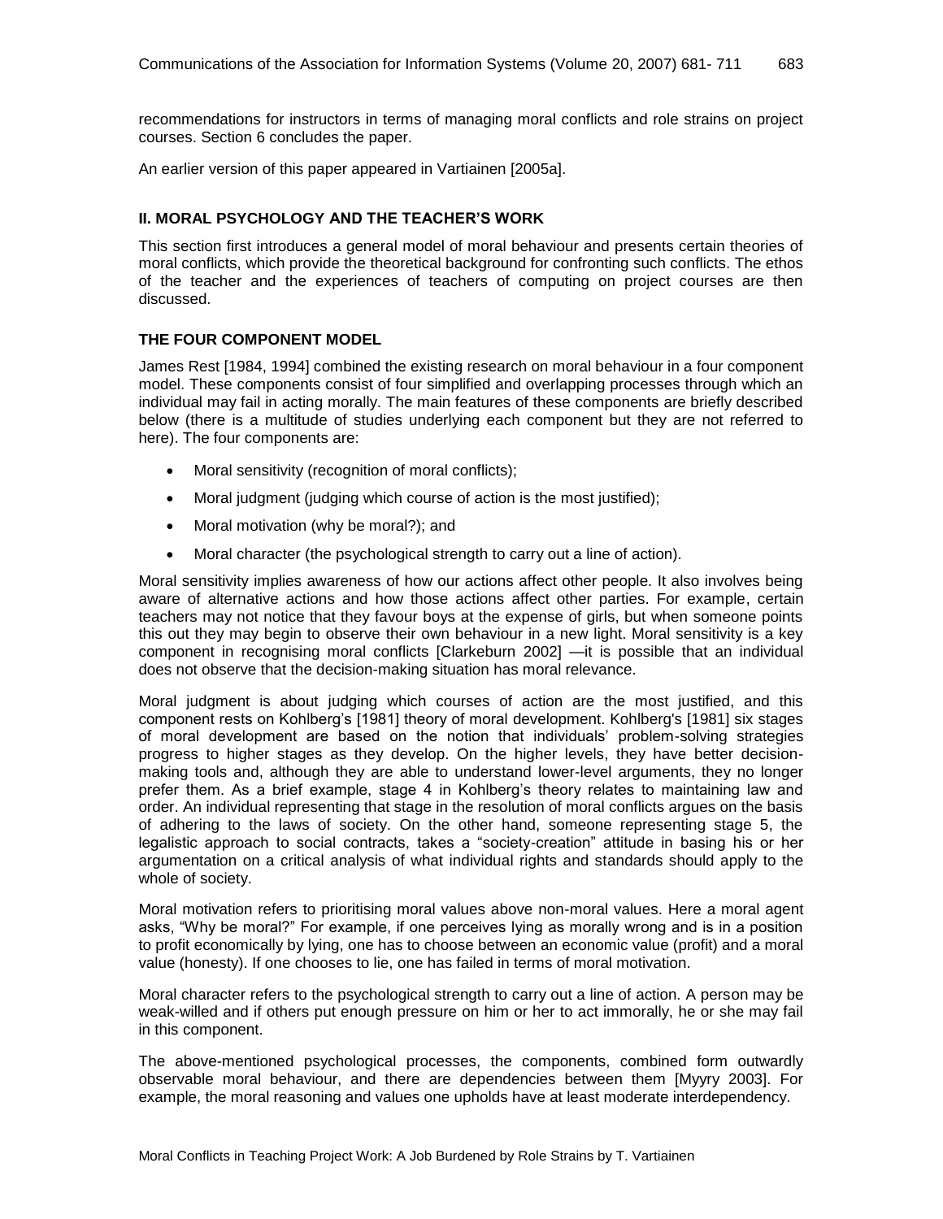recommendations for instructors in terms of managing moral conflicts and role strains on project courses. Section 6 concludes the paper.

An earlier version of this paper appeared in Vartiainen [2005a].

## II. MORAL PSYCHOLOGY AND THE TEACHER'S WORK

This section first introduces a general model of moral behaviour and presents certain theories of moral conflicts, which provide the theoretical background for confronting such conflicts. The ethos of the teacher and the experiences of teachers of computing on project courses are then discussed.

### THE FOUR COMPONENT MODEL

James Rest [1984, 1994] combined the existing research on moral behaviour in a four component model. These components consist of four simplified and overlapping processes through which an individual may fail in acting morally. The main features of these components are briefly described below (there is a multitude of studies underlying each component but they are not referred to here). The four components are:

- Moral sensitivity (recognition of moral conflicts);
- Moral judgment (judging which course of action is the most justified);
- Moral motivation (why be moral?); and
- Moral character (the psychological strength to carry out a line of action).

Moral sensitivity implies awareness of how our actions affect other people. It also involves being aware of alternative actions and how those actions affect other parties. For example, certain teachers may not notice that they favour boys at the expense of girls, but when someone points this out they may begin to observe their own behaviour in a new light. Moral sensitivity is a key component in recognising moral conflicts [Clarkeburn 2002] —it is possible that an individual does not observe that the decision-making situation has moral relevance.

Moral judgment is about judging which courses of action are the most justified, and this component rests on Kohlberg's [1981] theory of moral development. Kohlberg's [1981] six stages of moral development are based on the notion that individuals' problem-solving strategies progress to higher stages as they develop. On the higher levels, they have better decision-making tools and, although they are able to understand lower-level arguments, they no longer prefer them. As a brief example, stage 4 in Kohlberg's theory relates to maintaining law and order. An individual representing that stage in the resolution of moral conflicts argues on the basis of adhering to the laws of society. On the other hand, someone representing stage 5, the legalistic approach to social contracts, takes a "society-creation" attitude in basing his or her argumentation on a critical analysis of what individual rights and standards should apply to the whole of society.

Moral motivation refers to prioritising moral values above non-moral values. Here a moral agent asks, "Why be moral?" For example, if one perceives lying as morally wrong and is in a position to profit economically by lying, one has to choose between an economic value (profit) and a moral value (honesty). If one chooses to lie, one has failed in terms of moral motivation.

Moral character refers to the psychological strength to carry out a line of action. A person may be weak-willed and if others put enough pressure on him or her to act immorally, he or she may fail in this component.

The above-mentioned psychological processes, the components, combined form outwardly observable moral behaviour, and there are dependencies between them [Myyry 2003]. For example, the moral reasoning and values one upholds have at least moderate interdependency.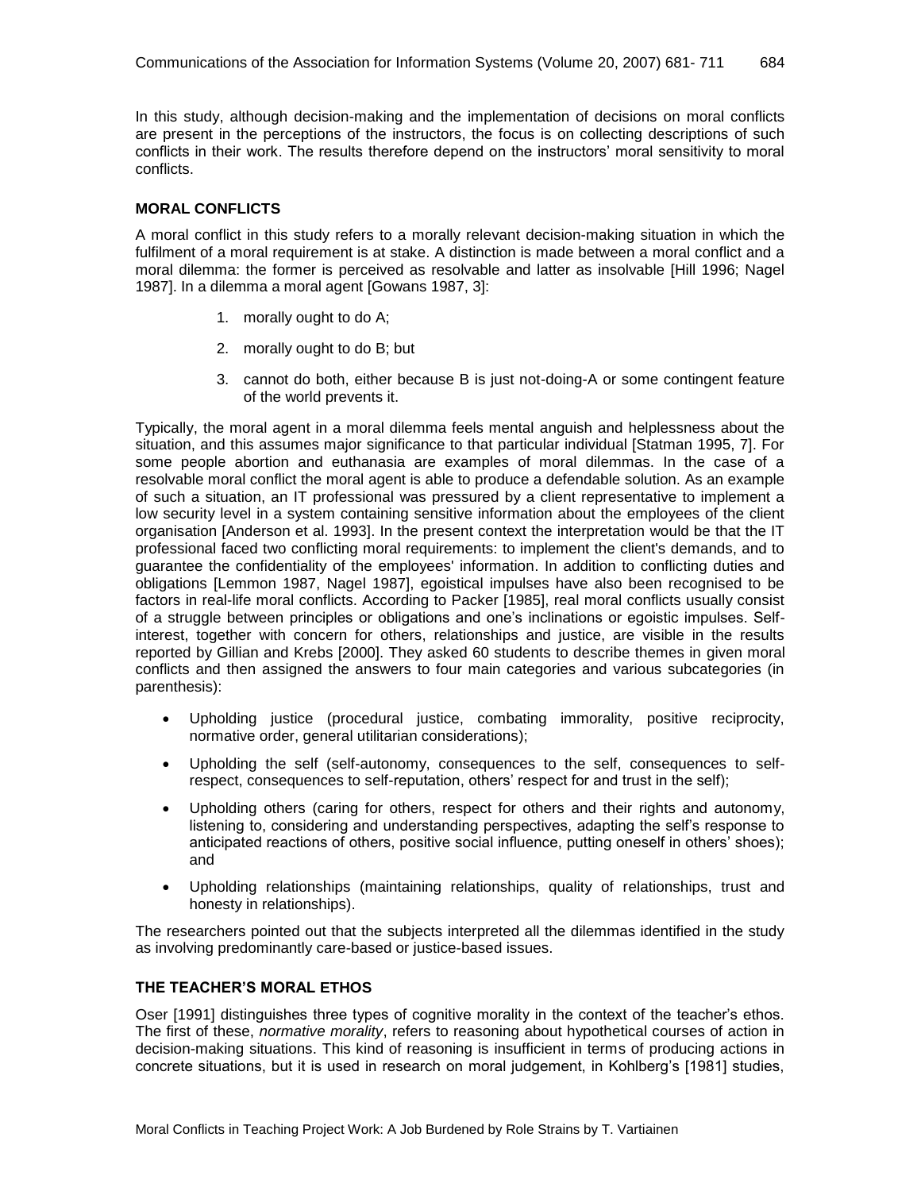In this study, although decision-making and the implementation of decisions on moral conflicts are present in the perceptions of the instructors, the focus is on collecting descriptions of such conflicts in their work. The results therefore depend on the instructors' moral sensitivity to moral conflicts.

## MORAL CONFLICTS

A moral conflict in this study refers to a morally relevant decision-making situation in which the fulfilment of a moral requirement is at stake. A distinction is made between a moral conflict and a moral dilemma: the former is perceived as resolvable and latter as insolvable [Hill 1996; Nagel 1987]. In a dilemma a moral agent [Gowans 1987, 3]:

1. morally ought to do A;
2. morally ought to do B; but
3. cannot do both, either because B is just not-doing-A or some contingent feature of the world prevents it.

Typically, the moral agent in a moral dilemma feels mental anguish and helplessness about the situation, and this assumes major significance to that particular individual [Statman 1995, 7]. For some people abortion and euthanasia are examples of moral dilemmas. In the case of a resolvable moral conflict the moral agent is able to produce a defendable solution. As an example of such a situation, an IT professional was pressured by a client representative to implement a low security level in a system containing sensitive information about the employees of the client organisation [Anderson et al. 1993]. In the present context the interpretation would be that the IT professional faced two conflicting moral requirements: to implement the client's demands, and to guarantee the confidentiality of the employees' information. In addition to conflicting duties and obligations [Lemmon 1987, Nagel 1987], egoistical impulses have also been recognised to be factors in real-life moral conflicts. According to Packer [1985], real moral conflicts usually consist of a struggle between principles or obligations and one's inclinations or egoistic impulses. Self-interest, together with concern for others, relationships and justice, are visible in the results reported by Gillian and Krebs [2000]. They asked 60 students to describe themes in given moral conflicts and then assigned the answers to four main categories and various subcategories (in parenthesis):

- Upholding justice (procedural justice, combating immorality, positive reciprocity, normative order, general utilitarian considerations);
- Upholding the self (self-autonomy, consequences to the self, consequences to self-respect, consequences to self-reputation, others' respect for and trust in the self);
- Upholding others (caring for others, respect for others and their rights and autonomy, listening to, considering and understanding perspectives, adapting the self's response to anticipated reactions of others, positive social influence, putting oneself in others' shoes); and
- Upholding relationships (maintaining relationships, quality of relationships, trust and honesty in relationships).

The researchers pointed out that the subjects interpreted all the dilemmas identified in the study as involving predominantly care-based or justice-based issues.

## THE TEACHER'S MORAL ETHOS

Oser [1991] distinguishes three types of cognitive morality in the context of the teacher's ethos. The first of these, *normative morality*, refers to reasoning about hypothetical courses of action in decision-making situations. This kind of reasoning is insufficient in terms of producing actions in concrete situations, but it is used in research on moral judgement, in Kohlberg's [1981] studies,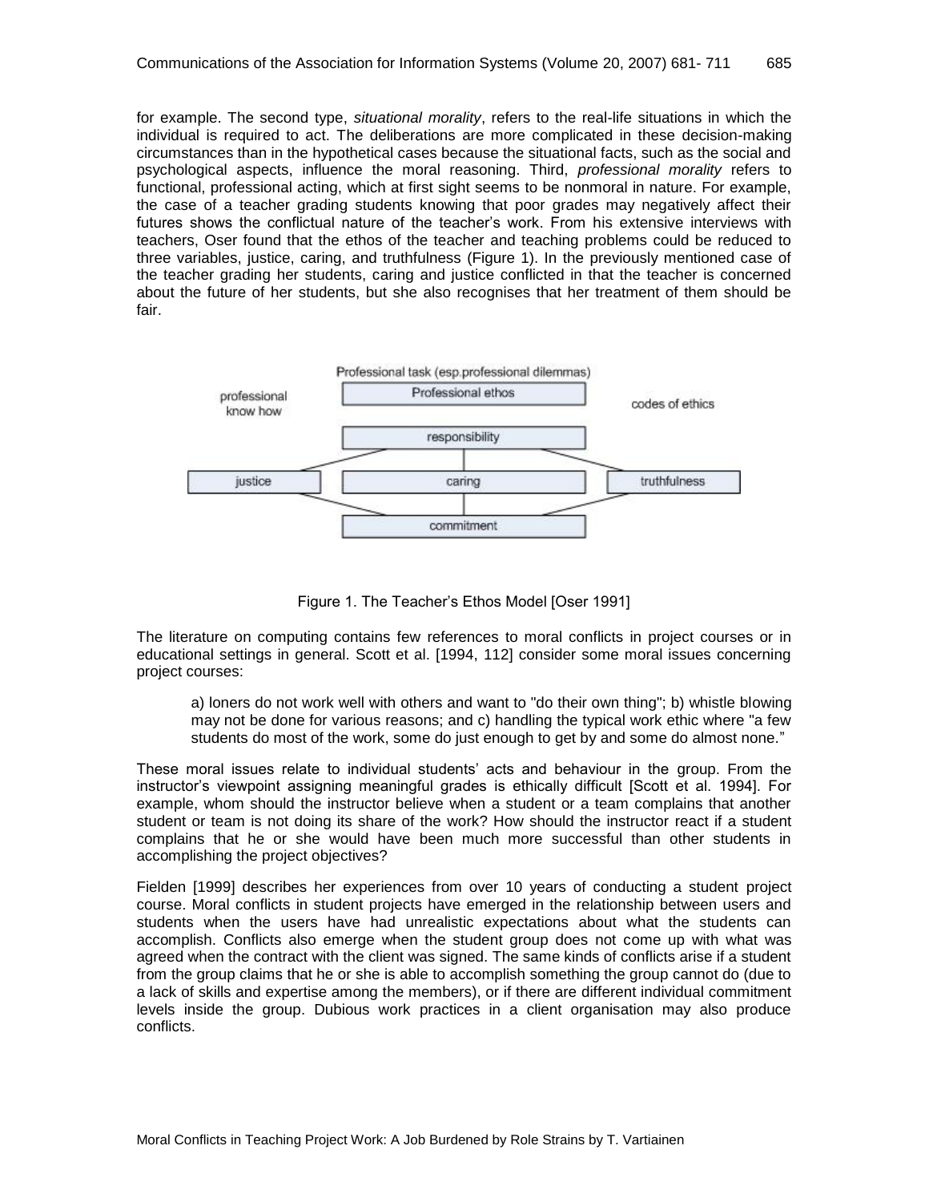for example. The second type, *situational morality*, refers to the real-life situations in which the individual is required to act. The deliberations are more complicated in these decision-making circumstances than in the hypothetical cases because the situational facts, such as the social and psychological aspects, influence the moral reasoning. Third, *professional morality* refers to functional, professional acting, which at first sight seems to be nonmoral in nature. For example, the case of a teacher grading students knowing that poor grades may negatively affect their futures shows the conflictual nature of the teacher's work. From his extensive interviews with teachers, Oser found that the ethos of the teacher and teaching problems could be reduced to three variables, justice, caring, and truthfulness (Figure 1). In the previously mentioned case of the teacher grading her students, caring and justice conflicted in that the teacher is concerned about the future of her students, but she also recognises that her treatment of them should be fair.

Professional task (esp.professional dilemmas)

professional know how | Professional ethos | codes of ethics

responsibility

justice | caring | truthfulness

commitment

Figure 1. The Teacher's Ethos Model [Oser 1991]

The literature on computing contains few references to moral conflicts in project courses or in educational settings in general. Scott et al. [1994, 112] consider some moral issues concerning project courses:

> a) loners do not work well with others and want to "do their own thing"; b) whistle blowing may not be done for various reasons; and c) handling the typical work ethic where "a few students do most of the work, some do just enough to get by and some do almost none."

These moral issues relate to individual students' acts and behaviour in the group. From the instructor's viewpoint assigning meaningful grades is ethically difficult [Scott et al. 1994]. For example, whom should the instructor believe when a student or a team complains that another student or team is not doing its share of the work? How should the instructor react if a student complains that he or she would have been much more successful than other students in accomplishing the project objectives?

Fielden [1999] describes her experiences from over 10 years of conducting a student project course. Moral conflicts in student projects have emerged in the relationship between users and students when the users have had unrealistic expectations about what the students can accomplish. Conflicts also emerge when the student group does not come up with what was agreed when the contract with the client was signed. The same kinds of conflicts arise if a student from the group claims that he or she is able to accomplish something the group cannot do (due to a lack of skills and expertise among the members), or if there are different individual commitment levels inside the group. Dubious work practices in a client organisation may also produce conflicts.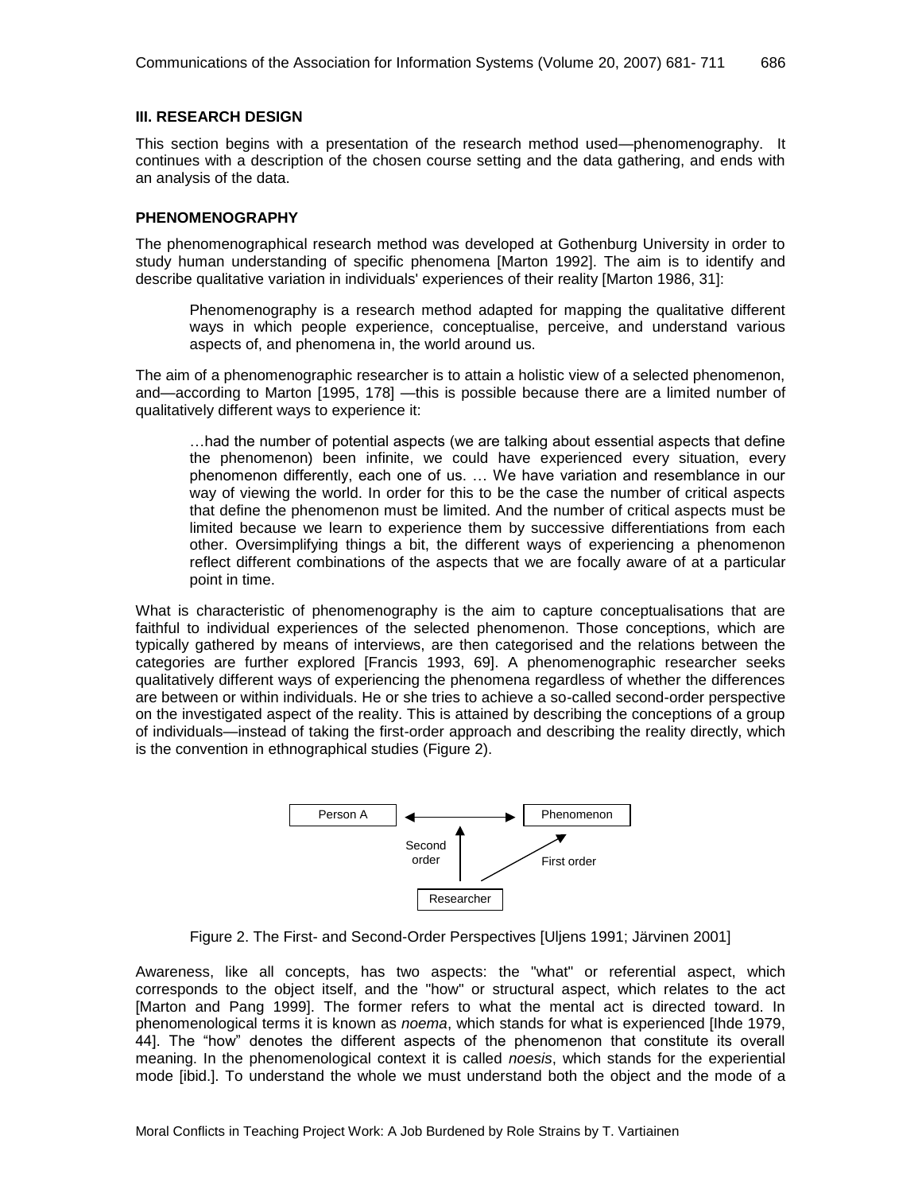## III. RESEARCH DESIGN

This section begins with a presentation of the research method used—phenomenography. It continues with a description of the chosen course setting and the data gathering, and ends with an analysis of the data.

### PHENOMENOGRAPHY

The phenomenographical research method was developed at Gothenburg University in order to study human understanding of specific phenomena [Marton 1992]. The aim is to identify and describe qualitative variation in individuals' experiences of their reality [Marton 1986, 31]:

> Phenomenography is a research method adapted for mapping the qualitative different ways in which people experience, conceptualise, perceive, and understand various aspects of, and phenomena in, the world around us.

The aim of a phenomenographic researcher is to attain a holistic view of a selected phenomenon, and—according to Marton [1995, 178] —this is possible because there are a limited number of qualitatively different ways to experience it:

> …had the number of potential aspects (we are talking about essential aspects that define the phenomenon) been infinite, we could have experienced every situation, every phenomenon differently, each one of us. … We have variation and resemblance in our way of viewing the world. In order for this to be the case the number of critical aspects that define the phenomenon must be limited. And the number of critical aspects must be limited because we learn to experience them by successive differentiations from each other. Oversimplifying things a bit, the different ways of experiencing a phenomenon reflect different combinations of the aspects that we are focally aware of at a particular point in time.

What is characteristic of phenomenography is the aim to capture conceptualisations that are faithful to individual experiences of the selected phenomenon. Those conceptions, which are typically gathered by means of interviews, are then categorised and the relations between the categories are further explored [Francis 1993, 69]. A phenomenographic researcher seeks qualitatively different ways of experiencing the phenomena regardless of whether the differences are between or within individuals. He or she tries to achieve a so-called second-order perspective on the investigated aspect of the reality. This is attained by describing the conceptions of a group of individuals—instead of taking the first-order approach and describing the reality directly, which is the convention in ethnographical studies (Figure 2).

Person A

Phenomenon

Second order

First order

Researcher

Figure 2. The First- and Second-Order Perspectives [Uljens 1991; Järvinen 2001]

Awareness, like all concepts, has two aspects: the "what" or referential aspect, which corresponds to the object itself, and the "how" or structural aspect, which relates to the act [Marton and Pang 1999]. The former refers to what the mental act is directed toward. In phenomenological terms it is known as *noema*, which stands for what is experienced [Ihde 1979, 44]. The "how" denotes the different aspects of the phenomenon that constitute its overall meaning. In the phenomenological context it is called *noesis*, which stands for the experiential mode [ibid.]. To understand the whole we must understand both the object and the mode of a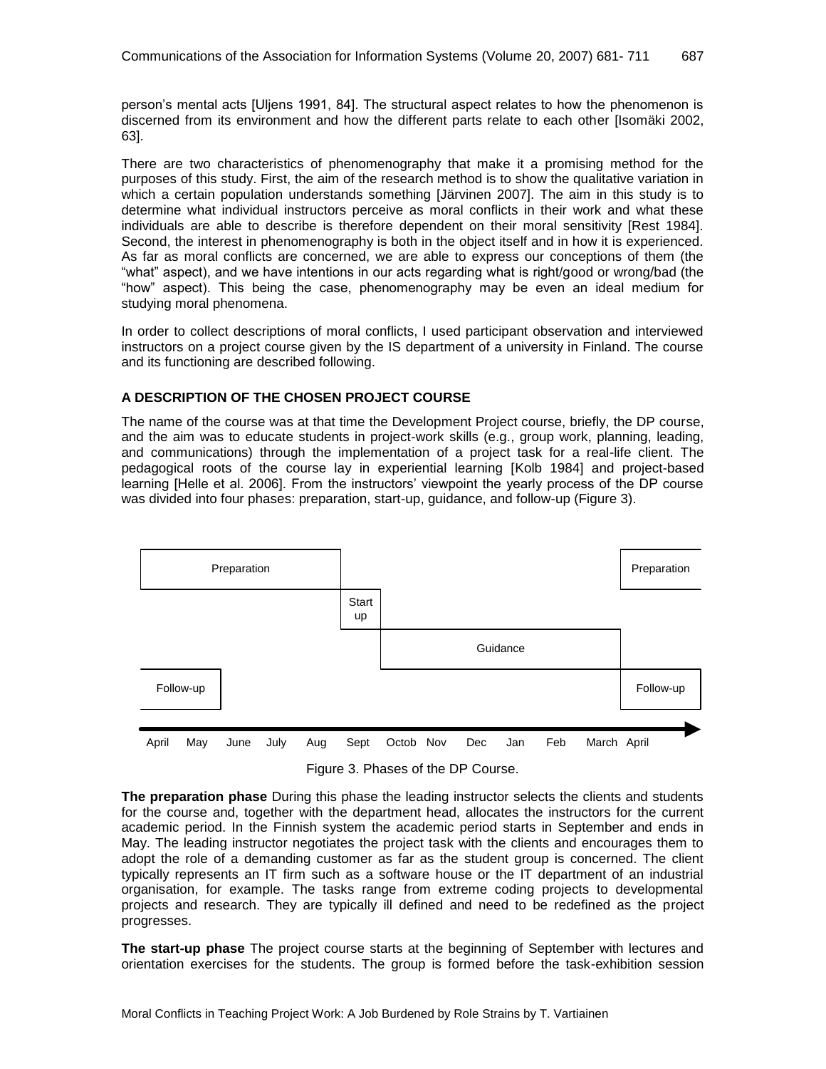person's mental acts [Uljens 1991, 84]. The structural aspect relates to how the phenomenon is discerned from its environment and how the different parts relate to each other [Isomäki 2002, 63].

There are two characteristics of phenomenography that make it a promising method for the purposes of this study. First, the aim of the research method is to show the qualitative variation in which a certain population understands something [Järvinen 2007]. The aim in this study is to determine what individual instructors perceive as moral conflicts in their work and what these individuals are able to describe is therefore dependent on their moral sensitivity [Rest 1984]. Second, the interest in phenomenography is both in the object itself and in how it is experienced. As far as moral conflicts are concerned, we are able to express our conceptions of them (the "what" aspect), and we have intentions in our acts regarding what is right/good or wrong/bad (the "how" aspect). This being the case, phenomenography may be even an ideal medium for studying moral phenomena.

In order to collect descriptions of moral conflicts, I used participant observation and interviewed instructors on a project course given by the IS department of a university in Finland. The course and its functioning are described following.

## A DESCRIPTION OF THE CHOSEN PROJECT COURSE

The name of the course was at that time the Development Project course, briefly, the DP course, and the aim was to educate students in project-work skills (e.g., group work, planning, leading, and communications) through the implementation of a project task for a real-life client. The pedagogical roots of the course lay in experiential learning [Kolb 1984] and project-based learning [Helle et al. 2006]. From the instructors' viewpoint the yearly process of the DP course was divided into four phases: preparation, start-up, guidance, and follow-up (Figure 3).

| Phase | April | May | June | July | Aug | Sept | Octob | Nov | Dec | Jan | Feb | March | April |
|---|---|---|---|---|---|---|---|---|---|---|---|---|---|
| Preparation | X | X | X | X | X | | | | | | | | X |
| Start up | | | | | | X | | | | | | | |
| Guidance | | | | | | | X | X | X | X | X | X | |
| Follow-up | X | X | | | | | | | | | | | X |

Figure 3. Phases of the DP Course.

**The preparation phase** During this phase the leading instructor selects the clients and students for the course and, together with the department head, allocates the instructors for the current academic period. In the Finnish system the academic period starts in September and ends in May. The leading instructor negotiates the project task with the clients and encourages them to adopt the role of a demanding customer as far as the student group is concerned. The client typically represents an IT firm such as a software house or the IT department of an industrial organisation, for example. The tasks range from extreme coding projects to developmental projects and research. They are typically ill defined and need to be redefined as the project progresses.

**The start-up phase** The project course starts at the beginning of September with lectures and orientation exercises for the students. The group is formed before the task-exhibition session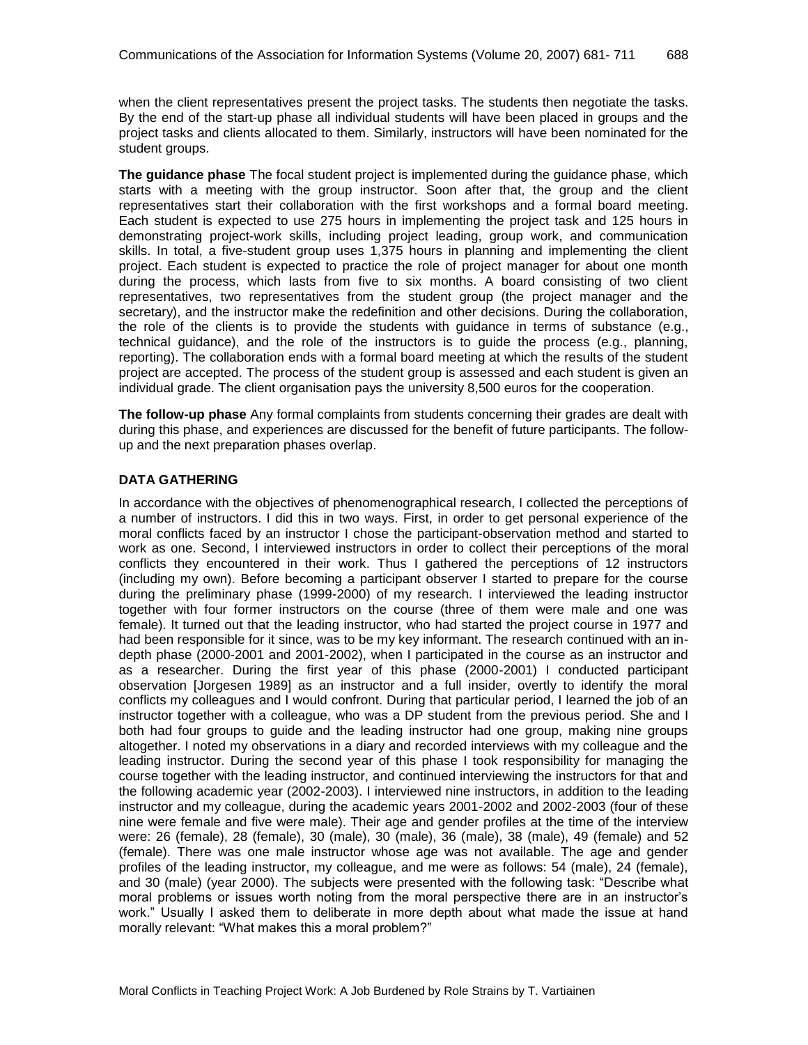when the client representatives present the project tasks. The students then negotiate the tasks. By the end of the start-up phase all individual students will have been placed in groups and the project tasks and clients allocated to them. Similarly, instructors will have been nominated for the student groups.

**The guidance phase** The focal student project is implemented during the guidance phase, which starts with a meeting with the group instructor. Soon after that, the group and the client representatives start their collaboration with the first workshops and a formal board meeting. Each student is expected to use 275 hours in implementing the project task and 125 hours in demonstrating project-work skills, including project leading, group work, and communication skills. In total, a five-student group uses 1,375 hours in planning and implementing the client project. Each student is expected to practice the role of project manager for about one month during the process, which lasts from five to six months. A board consisting of two client representatives, two representatives from the student group (the project manager and the secretary), and the instructor make the redefinition and other decisions. During the collaboration, the role of the clients is to provide the students with guidance in terms of substance (e.g., technical guidance), and the role of the instructors is to guide the process (e.g., planning, reporting). The collaboration ends with a formal board meeting at which the results of the student project are accepted. The process of the student group is assessed and each student is given an individual grade. The client organisation pays the university 8,500 euros for the cooperation.

**The follow-up phase** Any formal complaints from students concerning their grades are dealt with during this phase, and experiences are discussed for the benefit of future participants. The follow-up and the next preparation phases overlap.

## DATA GATHERING

In accordance with the objectives of phenomenographical research, I collected the perceptions of a number of instructors. I did this in two ways. First, in order to get personal experience of the moral conflicts faced by an instructor I chose the participant-observation method and started to work as one. Second, I interviewed instructors in order to collect their perceptions of the moral conflicts they encountered in their work. Thus I gathered the perceptions of 12 instructors (including my own). Before becoming a participant observer I started to prepare for the course during the preliminary phase (1999-2000) of my research. I interviewed the leading instructor together with four former instructors on the course (three of them were male and one was female). It turned out that the leading instructor, who had started the project course in 1977 and had been responsible for it since, was to be my key informant. The research continued with an in-depth phase (2000-2001 and 2001-2002), when I participated in the course as an instructor and as a researcher. During the first year of this phase (2000-2001) I conducted participant observation [Jorgesen 1989] as an instructor and a full insider, overtly to identify the moral conflicts my colleagues and I would confront. During that particular period, I learned the job of an instructor together with a colleague, who was a DP student from the previous period. She and I both had four groups to guide and the leading instructor had one group, making nine groups altogether. I noted my observations in a diary and recorded interviews with my colleague and the leading instructor. During the second year of this phase I took responsibility for managing the course together with the leading instructor, and continued interviewing the instructors for that and the following academic year (2002-2003). I interviewed nine instructors, in addition to the leading instructor and my colleague, during the academic years 2001-2002 and 2002-2003 (four of these nine were female and five were male). Their age and gender profiles at the time of the interview were: 26 (female), 28 (female), 30 (male), 30 (male), 36 (male), 38 (male), 49 (female) and 52 (female). There was one male instructor whose age was not available. The age and gender profiles of the leading instructor, my colleague, and me were as follows: 54 (male), 24 (female), and 30 (male) (year 2000). The subjects were presented with the following task: "Describe what moral problems or issues worth noting from the moral perspective there are in an instructor's work." Usually I asked them to deliberate in more depth about what made the issue at hand morally relevant: "What makes this a moral problem?"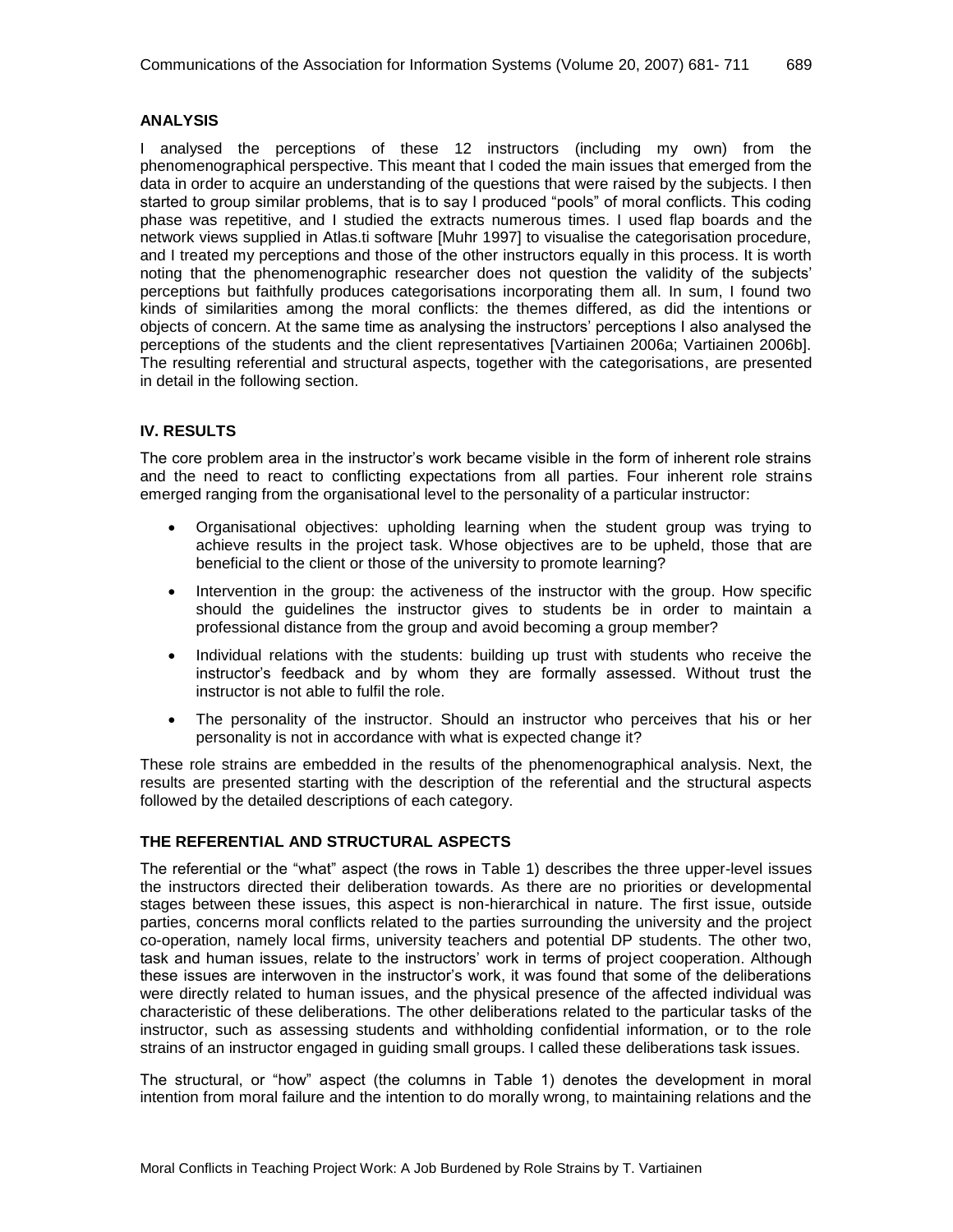### ANALYSIS

I analysed the perceptions of these 12 instructors (including my own) from the phenomenographical perspective. This meant that I coded the main issues that emerged from the data in order to acquire an understanding of the questions that were raised by the subjects. I then started to group similar problems, that is to say I produced "pools" of moral conflicts. This coding phase was repetitive, and I studied the extracts numerous times. I used flap boards and the network views supplied in Atlas.ti software [Muhr 1997] to visualise the categorisation procedure, and I treated my perceptions and those of the other instructors equally in this process. It is worth noting that the phenomenographic researcher does not question the validity of the subjects' perceptions but faithfully produces categorisations incorporating them all. In sum, I found two kinds of similarities among the moral conflicts: the themes differed, as did the intentions or objects of concern. At the same time as analysing the instructors' perceptions I also analysed the perceptions of the students and the client representatives [Vartiainen 2006a; Vartiainen 2006b]. The resulting referential and structural aspects, together with the categorisations, are presented in detail in the following section.

## IV. RESULTS

The core problem area in the instructor's work became visible in the form of inherent role strains and the need to react to conflicting expectations from all parties. Four inherent role strains emerged ranging from the organisational level to the personality of a particular instructor:

- Organisational objectives: upholding learning when the student group was trying to achieve results in the project task. Whose objectives are to be upheld, those that are beneficial to the client or those of the university to promote learning?
- Intervention in the group: the activeness of the instructor with the group. How specific should the guidelines the instructor gives to students be in order to maintain a professional distance from the group and avoid becoming a group member?
- Individual relations with the students: building up trust with students who receive the instructor's feedback and by whom they are formally assessed. Without trust the instructor is not able to fulfil the role.
- The personality of the instructor. Should an instructor who perceives that his or her personality is not in accordance with what is expected change it?

These role strains are embedded in the results of the phenomenographical analysis. Next, the results are presented starting with the description of the referential and the structural aspects followed by the detailed descriptions of each category.

### THE REFERENTIAL AND STRUCTURAL ASPECTS

The referential or the "what" aspect (the rows in Table 1) describes the three upper-level issues the instructors directed their deliberation towards. As there are no priorities or developmental stages between these issues, this aspect is non-hierarchical in nature. The first issue, outside parties, concerns moral conflicts related to the parties surrounding the university and the project co-operation, namely local firms, university teachers and potential DP students. The other two, task and human issues, relate to the instructors' work in terms of project cooperation. Although these issues are interwoven in the instructor's work, it was found that some of the deliberations were directly related to human issues, and the physical presence of the affected individual was characteristic of these deliberations. The other deliberations related to the particular tasks of the instructor, such as assessing students and withholding confidential information, or to the role strains of an instructor engaged in guiding small groups. I called these deliberations task issues.

The structural, or "how" aspect (the columns in Table 1) denotes the development in moral intention from moral failure and the intention to do morally wrong, to maintaining relations and the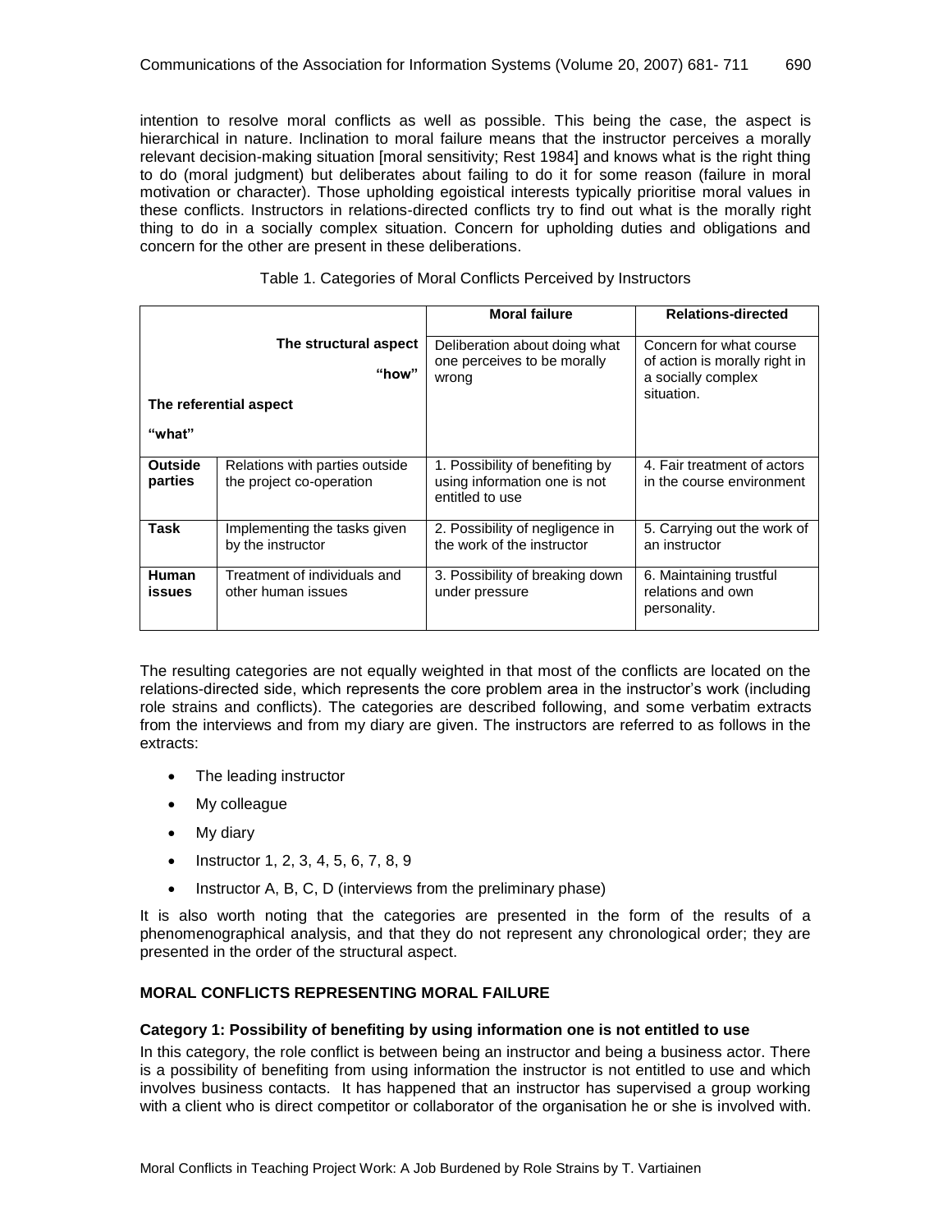intention to resolve moral conflicts as well as possible. This being the case, the aspect is hierarchical in nature. Inclination to moral failure means that the instructor perceives a morally relevant decision-making situation [moral sensitivity; Rest 1984] and knows what is the right thing to do (moral judgment) but deliberates about failing to do it for some reason (failure in moral motivation or character). Those upholding egoistical interests typically prioritise moral values in these conflicts. Instructors in relations-directed conflicts try to find out what is the morally right thing to do in a socially complex situation. Concern for upholding duties and obligations and concern for the other are present in these deliberations.

Table 1. Categories of Moral Conflicts Perceived by Instructors

| The structural aspect "how" / The referential aspect "what" | | **Moral failure** | **Relations-directed** |
|---|---|---|---|
| | | Deliberation about doing what one perceives to be morally wrong | Concern for what course of action is morally right in a socially complex situation. |
| **Outside parties** | Relations with parties outside the project co-operation | 1. Possibility of benefiting by using information one is not entitled to use | 4. Fair treatment of actors in the course environment |
| **Task** | Implementing the tasks given by the instructor | 2. Possibility of negligence in the work of the instructor | 5. Carrying out the work of an instructor |
| **Human issues** | Treatment of individuals and other human issues | 3. Possibility of breaking down under pressure | 6. Maintaining trustful relations and own personality. |

The resulting categories are not equally weighted in that most of the conflicts are located on the relations-directed side, which represents the core problem area in the instructor's work (including role strains and conflicts). The categories are described following, and some verbatim extracts from the interviews and from my diary are given. The instructors are referred to as follows in the extracts:

- The leading instructor
- My colleague
- My diary
- Instructor 1, 2, 3, 4, 5, 6, 7, 8, 9
- Instructor A, B, C, D (interviews from the preliminary phase)

It is also worth noting that the categories are presented in the form of the results of a phenomenographical analysis, and that they do not represent any chronological order; they are presented in the order of the structural aspect.

## MORAL CONFLICTS REPRESENTING MORAL FAILURE

### Category 1: Possibility of benefiting by using information one is not entitled to use

In this category, the role conflict is between being an instructor and being a business actor. There is a possibility of benefiting from using information the instructor is not entitled to use and which involves business contacts. It has happened that an instructor has supervised a group working with a client who is direct competitor or collaborator of the organisation he or she is involved with.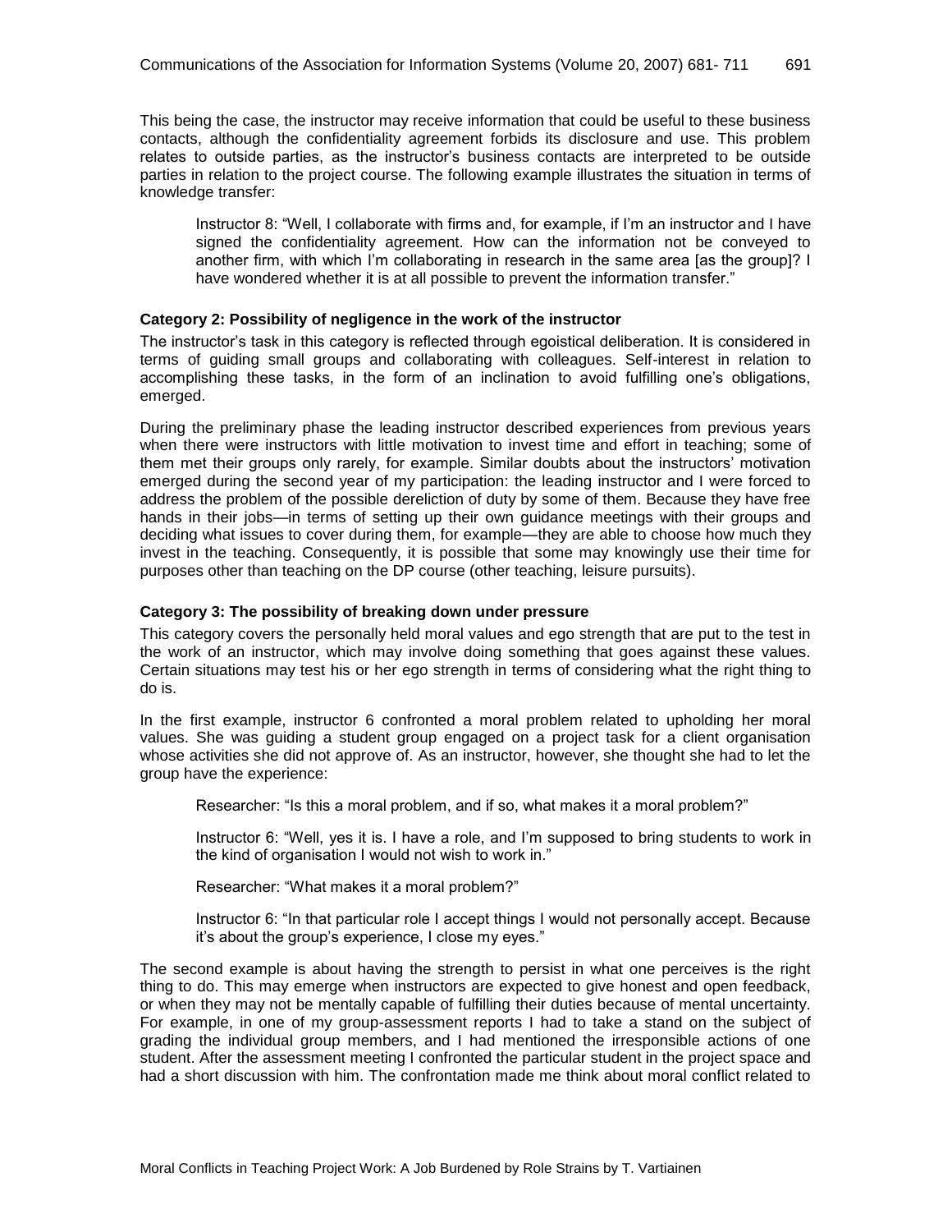This being the case, the instructor may receive information that could be useful to these business contacts, although the confidentiality agreement forbids its disclosure and use. This problem relates to outside parties, as the instructor's business contacts are interpreted to be outside parties in relation to the project course. The following example illustrates the situation in terms of knowledge transfer:

> Instructor 8: "Well, I collaborate with firms and, for example, if I'm an instructor and I have signed the confidentiality agreement. How can the information not be conveyed to another firm, with which I'm collaborating in research in the same area [as the group]? I have wondered whether it is at all possible to prevent the information transfer."

**Category 2: Possibility of negligence in the work of the instructor**

The instructor's task in this category is reflected through egoistical deliberation. It is considered in terms of guiding small groups and collaborating with colleagues. Self-interest in relation to accomplishing these tasks, in the form of an inclination to avoid fulfilling one's obligations, emerged.

During the preliminary phase the leading instructor described experiences from previous years when there were instructors with little motivation to invest time and effort in teaching; some of them met their groups only rarely, for example. Similar doubts about the instructors' motivation emerged during the second year of my participation: the leading instructor and I were forced to address the problem of the possible dereliction of duty by some of them. Because they have free hands in their jobs—in terms of setting up their own guidance meetings with their groups and deciding what issues to cover during them, for example—they are able to choose how much they invest in the teaching. Consequently, it is possible that some may knowingly use their time for purposes other than teaching on the DP course (other teaching, leisure pursuits).

**Category 3: The possibility of breaking down under pressure**

This category covers the personally held moral values and ego strength that are put to the test in the work of an instructor, which may involve doing something that goes against these values. Certain situations may test his or her ego strength in terms of considering what the right thing to do is.

In the first example, instructor 6 confronted a moral problem related to upholding her moral values. She was guiding a student group engaged on a project task for a client organisation whose activities she did not approve of. As an instructor, however, she thought she had to let the group have the experience:

> Researcher: "Is this a moral problem, and if so, what makes it a moral problem?"
>
> Instructor 6: "Well, yes it is. I have a role, and I'm supposed to bring students to work in the kind of organisation I would not wish to work in."
>
> Researcher: "What makes it a moral problem?"
>
> Instructor 6: "In that particular role I accept things I would not personally accept. Because it's about the group's experience, I close my eyes."

The second example is about having the strength to persist in what one perceives is the right thing to do. This may emerge when instructors are expected to give honest and open feedback, or when they may not be mentally capable of fulfilling their duties because of mental uncertainty. For example, in one of my group-assessment reports I had to take a stand on the subject of grading the individual group members, and I had mentioned the irresponsible actions of one student. After the assessment meeting I confronted the particular student in the project space and had a short discussion with him. The confrontation made me think about moral conflict related to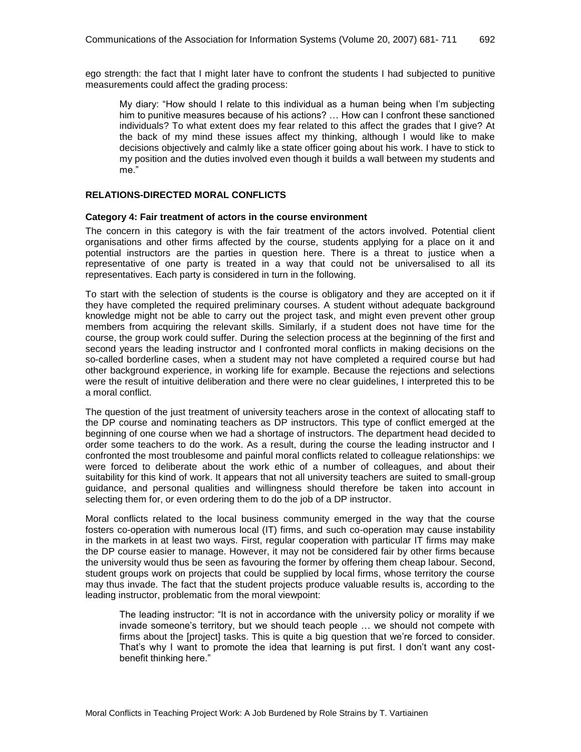ego strength: the fact that I might later have to confront the students I had subjected to punitive measurements could affect the grading process:

> My diary: "How should I relate to this individual as a human being when I'm subjecting him to punitive measures because of his actions? … How can I confront these sanctioned individuals? To what extent does my fear related to this affect the grades that I give? At the back of my mind these issues affect my thinking, although I would like to make decisions objectively and calmly like a state officer going about his work. I have to stick to my position and the duties involved even though it builds a wall between my students and me."

## RELATIONS-DIRECTED MORAL CONFLICTS

### Category 4: Fair treatment of actors in the course environment

The concern in this category is with the fair treatment of the actors involved. Potential client organisations and other firms affected by the course, students applying for a place on it and potential instructors are the parties in question here. There is a threat to justice when a representative of one party is treated in a way that could not be universalised to all its representatives. Each party is considered in turn in the following.

To start with the selection of students is the course is obligatory and they are accepted on it if they have completed the required preliminary courses. A student without adequate background knowledge might not be able to carry out the project task, and might even prevent other group members from acquiring the relevant skills. Similarly, if a student does not have time for the course, the group work could suffer. During the selection process at the beginning of the first and second years the leading instructor and I confronted moral conflicts in making decisions on the so-called borderline cases, when a student may not have completed a required course but had other background experience, in working life for example. Because the rejections and selections were the result of intuitive deliberation and there were no clear guidelines, I interpreted this to be a moral conflict.

The question of the just treatment of university teachers arose in the context of allocating staff to the DP course and nominating teachers as DP instructors. This type of conflict emerged at the beginning of one course when we had a shortage of instructors. The department head decided to order some teachers to do the work. As a result, during the course the leading instructor and I confronted the most troublesome and painful moral conflicts related to colleague relationships: we were forced to deliberate about the work ethic of a number of colleagues, and about their suitability for this kind of work. It appears that not all university teachers are suited to small-group guidance, and personal qualities and willingness should therefore be taken into account in selecting them for, or even ordering them to do the job of a DP instructor.

Moral conflicts related to the local business community emerged in the way that the course fosters co-operation with numerous local (IT) firms, and such co-operation may cause instability in the markets in at least two ways. First, regular cooperation with particular IT firms may make the DP course easier to manage. However, it may not be considered fair by other firms because the university would thus be seen as favouring the former by offering them cheap labour. Second, student groups work on projects that could be supplied by local firms, whose territory the course may thus invade. The fact that the student projects produce valuable results is, according to the leading instructor, problematic from the moral viewpoint:

> The leading instructor: "It is not in accordance with the university policy or morality if we invade someone's territory, but we should teach people … we should not compete with firms about the [project] tasks. This is quite a big question that we're forced to consider. That's why I want to promote the idea that learning is put first. I don't want any cost-benefit thinking here."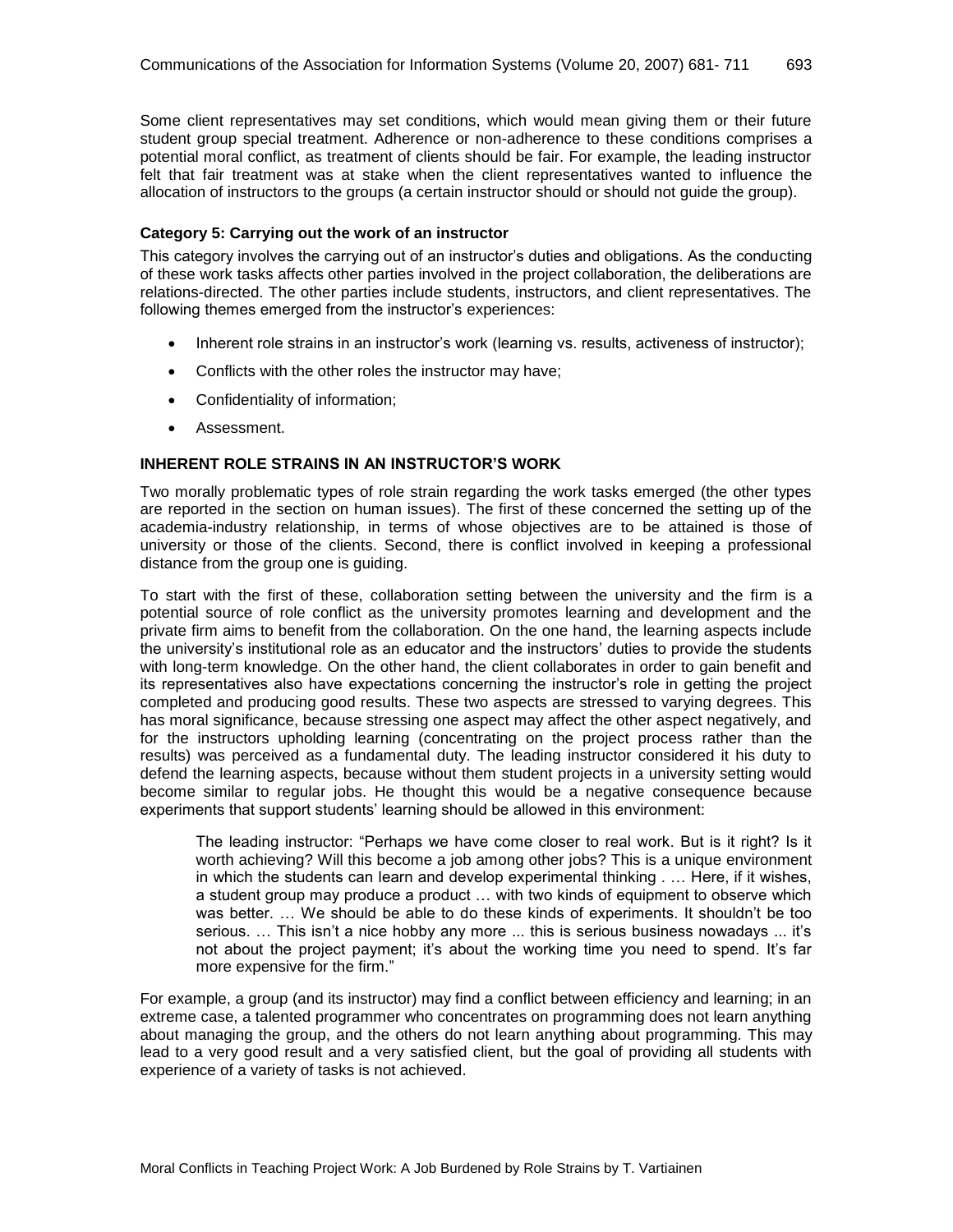Some client representatives may set conditions, which would mean giving them or their future student group special treatment. Adherence or non-adherence to these conditions comprises a potential moral conflict, as treatment of clients should be fair. For example, the leading instructor felt that fair treatment was at stake when the client representatives wanted to influence the allocation of instructors to the groups (a certain instructor should or should not guide the group).

#### Category 5: Carrying out the work of an instructor

This category involves the carrying out of an instructor's duties and obligations. As the conducting of these work tasks affects other parties involved in the project collaboration, the deliberations are relations-directed. The other parties include students, instructors, and client representatives. The following themes emerged from the instructor's experiences:

- Inherent role strains in an instructor's work (learning vs. results, activeness of instructor);
- Conflicts with the other roles the instructor may have;
- Confidentiality of information;
- Assessment.

### INHERENT ROLE STRAINS IN AN INSTRUCTOR'S WORK

Two morally problematic types of role strain regarding the work tasks emerged (the other types are reported in the section on human issues). The first of these concerned the setting up of the academia-industry relationship, in terms of whose objectives are to be attained is those of university or those of the clients. Second, there is conflict involved in keeping a professional distance from the group one is guiding.

To start with the first of these, collaboration setting between the university and the firm is a potential source of role conflict as the university promotes learning and development and the private firm aims to benefit from the collaboration. On the one hand, the learning aspects include the university's institutional role as an educator and the instructors' duties to provide the students with long-term knowledge. On the other hand, the client collaborates in order to gain benefit and its representatives also have expectations concerning the instructor's role in getting the project completed and producing good results. These two aspects are stressed to varying degrees. This has moral significance, because stressing one aspect may affect the other aspect negatively, and for the instructors upholding learning (concentrating on the project process rather than the results) was perceived as a fundamental duty. The leading instructor considered it his duty to defend the learning aspects, because without them student projects in a university setting would become similar to regular jobs. He thought this would be a negative consequence because experiments that support students' learning should be allowed in this environment:

> The leading instructor: "Perhaps we have come closer to real work. But is it right? Is it worth achieving? Will this become a job among other jobs? This is a unique environment in which the students can learn and develop experimental thinking . … Here, if it wishes, a student group may produce a product … with two kinds of equipment to observe which was better. … We should be able to do these kinds of experiments. It shouldn't be too serious. … This isn't a nice hobby any more ... this is serious business nowadays ... it's not about the project payment; it's about the working time you need to spend. It's far more expensive for the firm."

For example, a group (and its instructor) may find a conflict between efficiency and learning; in an extreme case, a talented programmer who concentrates on programming does not learn anything about managing the group, and the others do not learn anything about programming. This may lead to a very good result and a very satisfied client, but the goal of providing all students with experience of a variety of tasks is not achieved.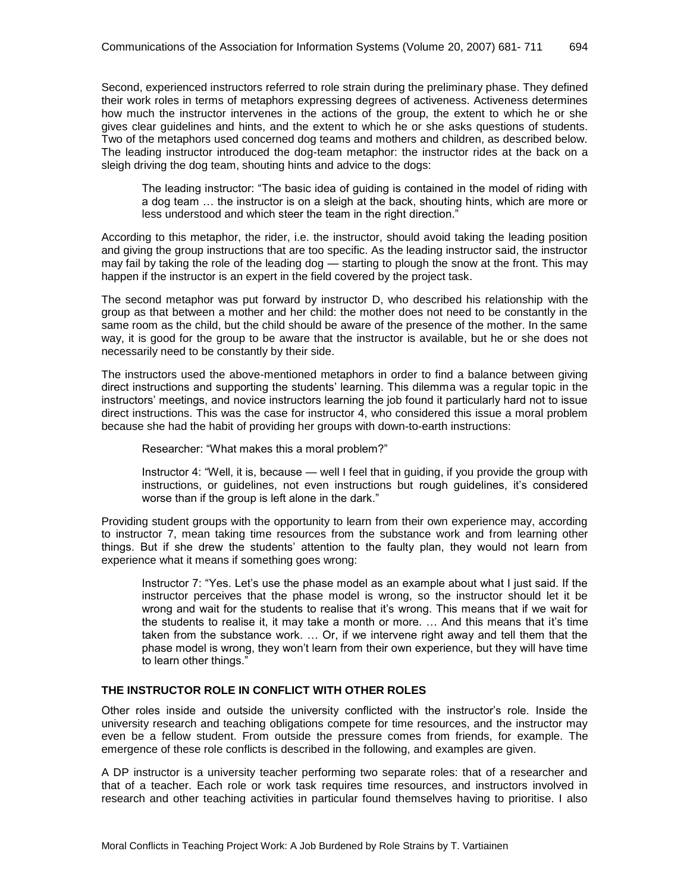Second, experienced instructors referred to role strain during the preliminary phase. They defined their work roles in terms of metaphors expressing degrees of activeness. Activeness determines how much the instructor intervenes in the actions of the group, the extent to which he or she gives clear guidelines and hints, and the extent to which he or she asks questions of students. Two of the metaphors used concerned dog teams and mothers and children, as described below. The leading instructor introduced the dog-team metaphor: the instructor rides at the back on a sleigh driving the dog team, shouting hints and advice to the dogs:

> The leading instructor: "The basic idea of guiding is contained in the model of riding with a dog team … the instructor is on a sleigh at the back, shouting hints, which are more or less understood and which steer the team in the right direction."

According to this metaphor, the rider, i.e. the instructor, should avoid taking the leading position and giving the group instructions that are too specific. As the leading instructor said, the instructor may fail by taking the role of the leading dog — starting to plough the snow at the front. This may happen if the instructor is an expert in the field covered by the project task.

The second metaphor was put forward by instructor D, who described his relationship with the group as that between a mother and her child: the mother does not need to be constantly in the same room as the child, but the child should be aware of the presence of the mother. In the same way, it is good for the group to be aware that the instructor is available, but he or she does not necessarily need to be constantly by their side.

The instructors used the above-mentioned metaphors in order to find a balance between giving direct instructions and supporting the students' learning. This dilemma was a regular topic in the instructors' meetings, and novice instructors learning the job found it particularly hard not to issue direct instructions. This was the case for instructor 4, who considered this issue a moral problem because she had the habit of providing her groups with down-to-earth instructions:

> Researcher: "What makes this a moral problem?"
>
> Instructor 4: "Well, it is, because — well I feel that in guiding, if you provide the group with instructions, or guidelines, not even instructions but rough guidelines, it's considered worse than if the group is left alone in the dark."

Providing student groups with the opportunity to learn from their own experience may, according to instructor 7, mean taking time resources from the substance work and from learning other things. But if she drew the students' attention to the faulty plan, they would not learn from experience what it means if something goes wrong:

> Instructor 7: "Yes. Let's use the phase model as an example about what I just said. If the instructor perceives that the phase model is wrong, so the instructor should let it be wrong and wait for the students to realise that it's wrong. This means that if we wait for the students to realise it, it may take a month or more. … And this means that it's time taken from the substance work. … Or, if we intervene right away and tell them that the phase model is wrong, they won't learn from their own experience, but they will have time to learn other things."

## THE INSTRUCTOR ROLE IN CONFLICT WITH OTHER ROLES

Other roles inside and outside the university conflicted with the instructor's role. Inside the university research and teaching obligations compete for time resources, and the instructor may even be a fellow student. From outside the pressure comes from friends, for example. The emergence of these role conflicts is described in the following, and examples are given.

A DP instructor is a university teacher performing two separate roles: that of a researcher and that of a teacher. Each role or work task requires time resources, and instructors involved in research and other teaching activities in particular found themselves having to prioritise. I also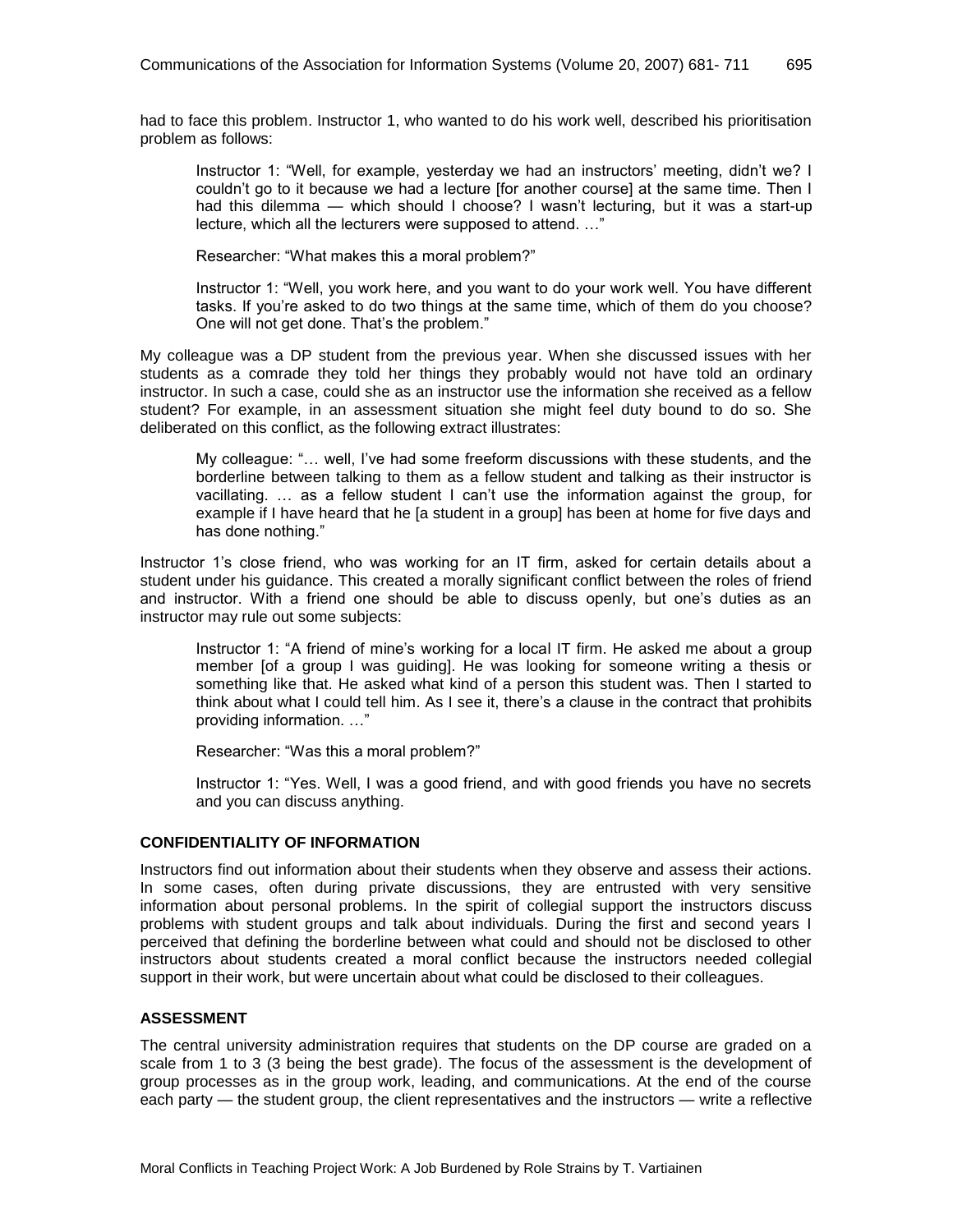had to face this problem. Instructor 1, who wanted to do his work well, described his prioritisation problem as follows:

> Instructor 1: "Well, for example, yesterday we had an instructors' meeting, didn't we? I couldn't go to it because we had a lecture [for another course] at the same time. Then I had this dilemma — which should I choose? I wasn't lecturing, but it was a start-up lecture, which all the lecturers were supposed to attend. …"
>
> Researcher: "What makes this a moral problem?"
>
> Instructor 1: "Well, you work here, and you want to do your work well. You have different tasks. If you're asked to do two things at the same time, which of them do you choose? One will not get done. That's the problem."

My colleague was a DP student from the previous year. When she discussed issues with her students as a comrade they told her things they probably would not have told an ordinary instructor. In such a case, could she as an instructor use the information she received as a fellow student? For example, in an assessment situation she might feel duty bound to do so. She deliberated on this conflict, as the following extract illustrates:

> My colleague: "… well, I've had some freeform discussions with these students, and the borderline between talking to them as a fellow student and talking as their instructor is vacillating. … as a fellow student I can't use the information against the group, for example if I have heard that he [a student in a group] has been at home for five days and has done nothing."

Instructor 1's close friend, who was working for an IT firm, asked for certain details about a student under his guidance. This created a morally significant conflict between the roles of friend and instructor. With a friend one should be able to discuss openly, but one's duties as an instructor may rule out some subjects:

> Instructor 1: "A friend of mine's working for a local IT firm. He asked me about a group member [of a group I was guiding]. He was looking for someone writing a thesis or something like that. He asked what kind of a person this student was. Then I started to think about what I could tell him. As I see it, there's a clause in the contract that prohibits providing information. …"
>
> Researcher: "Was this a moral problem?"
>
> Instructor 1: "Yes. Well, I was a good friend, and with good friends you have no secrets and you can discuss anything.

### CONFIDENTIALITY OF INFORMATION

Instructors find out information about their students when they observe and assess their actions. In some cases, often during private discussions, they are entrusted with very sensitive information about personal problems. In the spirit of collegial support the instructors discuss problems with student groups and talk about individuals. During the first and second years I perceived that defining the borderline between what could and should not be disclosed to other instructors about students created a moral conflict because the instructors needed collegial support in their work, but were uncertain about what could be disclosed to their colleagues.

### ASSESSMENT

The central university administration requires that students on the DP course are graded on a scale from 1 to 3 (3 being the best grade). The focus of the assessment is the development of group processes as in the group work, leading, and communications. At the end of the course each party — the student group, the client representatives and the instructors — write a reflective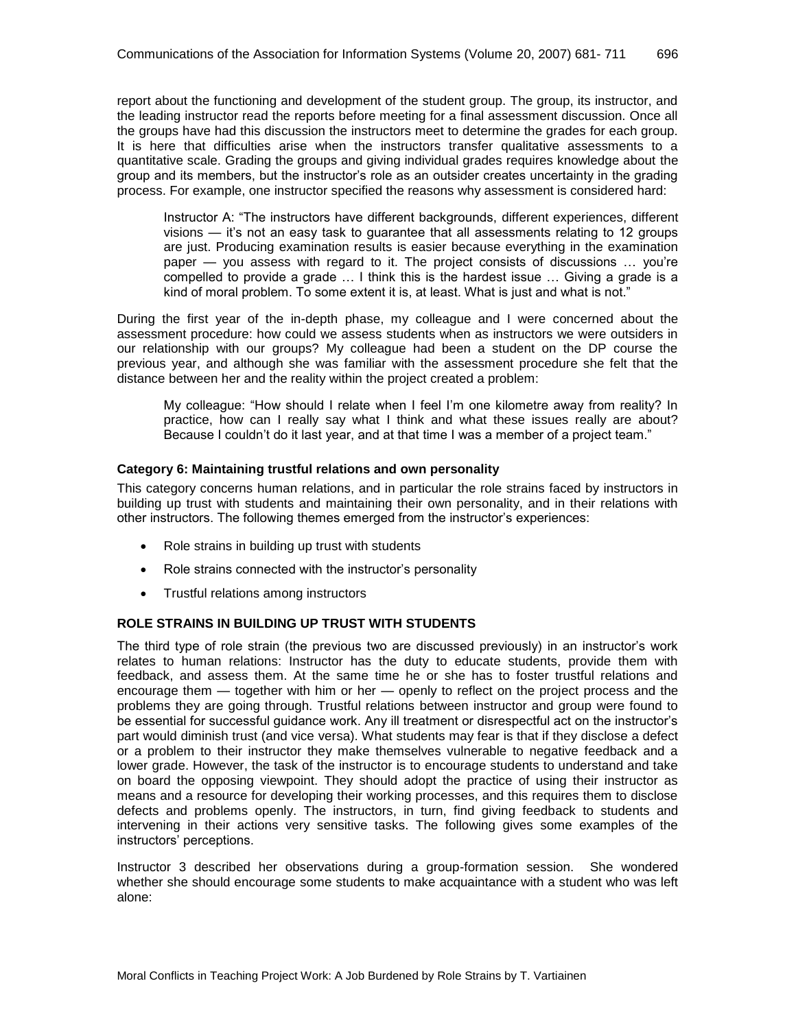report about the functioning and development of the student group. The group, its instructor, and the leading instructor read the reports before meeting for a final assessment discussion. Once all the groups have had this discussion the instructors meet to determine the grades for each group. It is here that difficulties arise when the instructors transfer qualitative assessments to a quantitative scale. Grading the groups and giving individual grades requires knowledge about the group and its members, but the instructor's role as an outsider creates uncertainty in the grading process. For example, one instructor specified the reasons why assessment is considered hard:

> Instructor A: "The instructors have different backgrounds, different experiences, different visions — it's not an easy task to guarantee that all assessments relating to 12 groups are just. Producing examination results is easier because everything in the examination paper — you assess with regard to it. The project consists of discussions … you're compelled to provide a grade … I think this is the hardest issue … Giving a grade is a kind of moral problem. To some extent it is, at least. What is just and what is not."

During the first year of the in-depth phase, my colleague and I were concerned about the assessment procedure: how could we assess students when as instructors we were outsiders in our relationship with our groups? My colleague had been a student on the DP course the previous year, and although she was familiar with the assessment procedure she felt that the distance between her and the reality within the project created a problem:

> My colleague: "How should I relate when I feel I'm one kilometre away from reality? In practice, how can I really say what I think and what these issues really are about? Because I couldn't do it last year, and at that time I was a member of a project team."

#### Category 6: Maintaining trustful relations and own personality

This category concerns human relations, and in particular the role strains faced by instructors in building up trust with students and maintaining their own personality, and in their relations with other instructors. The following themes emerged from the instructor's experiences:

- Role strains in building up trust with students
- Role strains connected with the instructor's personality
- Trustful relations among instructors

### ROLE STRAINS IN BUILDING UP TRUST WITH STUDENTS

The third type of role strain (the previous two are discussed previously) in an instructor's work relates to human relations: Instructor has the duty to educate students, provide them with feedback, and assess them. At the same time he or she has to foster trustful relations and encourage them — together with him or her — openly to reflect on the project process and the problems they are going through. Trustful relations between instructor and group were found to be essential for successful guidance work. Any ill treatment or disrespectful act on the instructor's part would diminish trust (and vice versa). What students may fear is that if they disclose a defect or a problem to their instructor they make themselves vulnerable to negative feedback and a lower grade. However, the task of the instructor is to encourage students to understand and take on board the opposing viewpoint. They should adopt the practice of using their instructor as means and a resource for developing their working processes, and this requires them to disclose defects and problems openly. The instructors, in turn, find giving feedback to students and intervening in their actions very sensitive tasks. The following gives some examples of the instructors' perceptions.

Instructor 3 described her observations during a group-formation session. She wondered whether she should encourage some students to make acquaintance with a student who was left alone: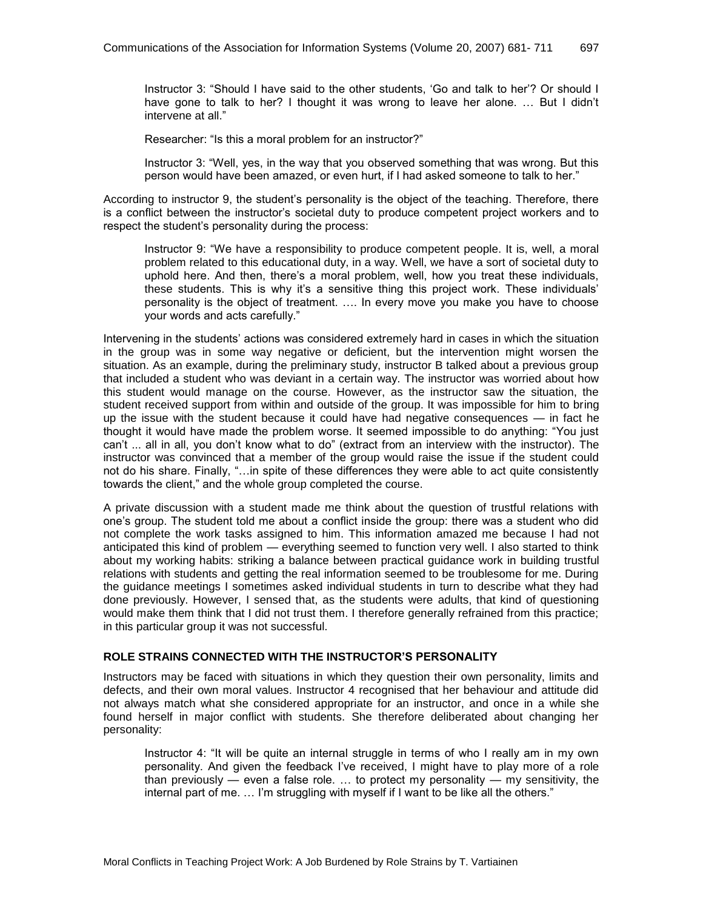> Instructor 3: “Should I have said to the other students, ‘Go and talk to her’? Or should I have gone to talk to her? I thought it was wrong to leave her alone. … But I didn’t intervene at all.”
>
> Researcher: “Is this a moral problem for an instructor?”
>
> Instructor 3: “Well, yes, in the way that you observed something that was wrong. But this person would have been amazed, or even hurt, if I had asked someone to talk to her.”

According to instructor 9, the student’s personality is the object of the teaching. Therefore, there is a conflict between the instructor’s societal duty to produce competent project workers and to respect the student’s personality during the process:

> Instructor 9: “We have a responsibility to produce competent people. It is, well, a moral problem related to this educational duty, in a way. Well, we have a sort of societal duty to uphold here. And then, there’s a moral problem, well, how you treat these individuals, these students. This is why it’s a sensitive thing this project work. These individuals’ personality is the object of treatment. …. In every move you make you have to choose your words and acts carefully.”

Intervening in the students’ actions was considered extremely hard in cases in which the situation in the group was in some way negative or deficient, but the intervention might worsen the situation. As an example, during the preliminary study, instructor B talked about a previous group that included a student who was deviant in a certain way. The instructor was worried about how this student would manage on the course. However, as the instructor saw the situation, the student received support from within and outside of the group. It was impossible for him to bring up the issue with the student because it could have had negative consequences — in fact he thought it would have made the problem worse. It seemed impossible to do anything: “You just can’t ... all in all, you don’t know what to do” (extract from an interview with the instructor). The instructor was convinced that a member of the group would raise the issue if the student could not do his share. Finally, “…in spite of these differences they were able to act quite consistently towards the client,” and the whole group completed the course.

A private discussion with a student made me think about the question of trustful relations with one’s group. The student told me about a conflict inside the group: there was a student who did not complete the work tasks assigned to him. This information amazed me because I had not anticipated this kind of problem — everything seemed to function very well. I also started to think about my working habits: striking a balance between practical guidance work in building trustful relations with students and getting the real information seemed to be troublesome for me. During the guidance meetings I sometimes asked individual students in turn to describe what they had done previously. However, I sensed that, as the students were adults, that kind of questioning would make them think that I did not trust them. I therefore generally refrained from this practice; in this particular group it was not successful.

### ROLE STRAINS CONNECTED WITH THE INSTRUCTOR’S PERSONALITY

Instructors may be faced with situations in which they question their own personality, limits and defects, and their own moral values. Instructor 4 recognised that her behaviour and attitude did not always match what she considered appropriate for an instructor, and once in a while she found herself in major conflict with students. She therefore deliberated about changing her personality:

> Instructor 4: “It will be quite an internal struggle in terms of who I really am in my own personality. And given the feedback I’ve received, I might have to play more of a role than previously — even a false role. … to protect my personality — my sensitivity, the internal part of me. … I’m struggling with myself if I want to be like all the others.”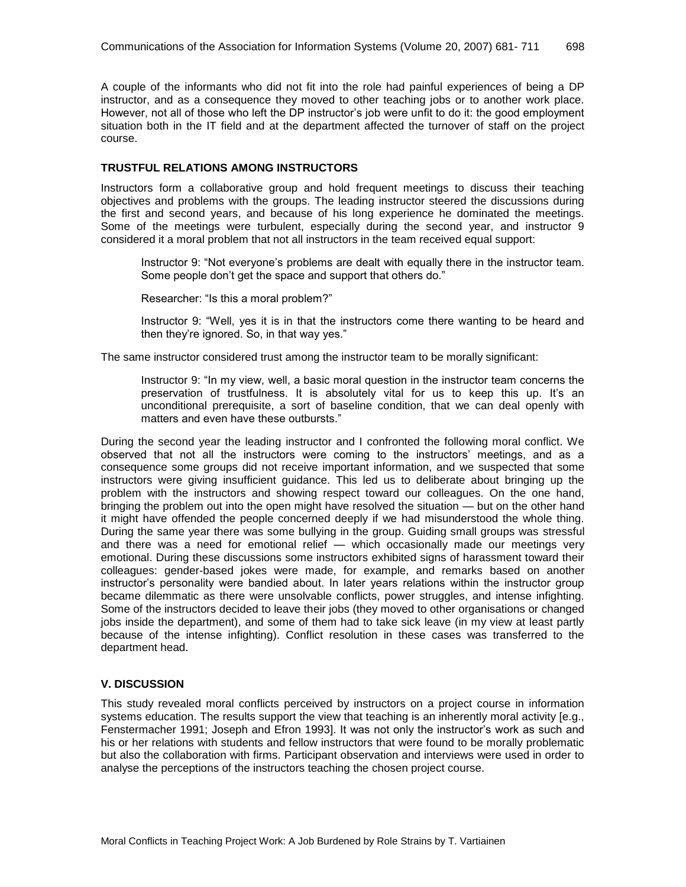A couple of the informants who did not fit into the role had painful experiences of being a DP instructor, and as a consequence they moved to other teaching jobs or to another work place. However, not all of those who left the DP instructor's job were unfit to do it: the good employment situation both in the IT field and at the department affected the turnover of staff on the project course.

### TRUSTFUL RELATIONS AMONG INSTRUCTORS

Instructors form a collaborative group and hold frequent meetings to discuss their teaching objectives and problems with the groups. The leading instructor steered the discussions during the first and second years, and because of his long experience he dominated the meetings. Some of the meetings were turbulent, especially during the second year, and instructor 9 considered it a moral problem that not all instructors in the team received equal support:

> Instructor 9: "Not everyone's problems are dealt with equally there in the instructor team. Some people don't get the space and support that others do."
>
> Researcher: "Is this a moral problem?"
>
> Instructor 9: "Well, yes it is in that the instructors come there wanting to be heard and then they're ignored. So, in that way yes."

The same instructor considered trust among the instructor team to be morally significant:

> Instructor 9: "In my view, well, a basic moral question in the instructor team concerns the preservation of trustfulness. It is absolutely vital for us to keep this up. It's an unconditional prerequisite, a sort of baseline condition, that we can deal openly with matters and even have these outbursts."

During the second year the leading instructor and I confronted the following moral conflict. We observed that not all the instructors were coming to the instructors' meetings, and as a consequence some groups did not receive important information, and we suspected that some instructors were giving insufficient guidance. This led us to deliberate about bringing up the problem with the instructors and showing respect toward our colleagues. On the one hand, bringing the problem out into the open might have resolved the situation — but on the other hand it might have offended the people concerned deeply if we had misunderstood the whole thing. During the same year there was some bullying in the group. Guiding small groups was stressful and there was a need for emotional relief — which occasionally made our meetings very emotional. During these discussions some instructors exhibited signs of harassment toward their colleagues: gender-based jokes were made, for example, and remarks based on another instructor's personality were bandied about. In later years relations within the instructor group became dilemmatic as there were unsolvable conflicts, power struggles, and intense infighting. Some of the instructors decided to leave their jobs (they moved to other organisations or changed jobs inside the department), and some of them had to take sick leave (in my view at least partly because of the intense infighting). Conflict resolution in these cases was transferred to the department head.

## V. DISCUSSION

This study revealed moral conflicts perceived by instructors on a project course in information systems education. The results support the view that teaching is an inherently moral activity [e.g., Fenstermacher 1991; Joseph and Efron 1993]. It was not only the instructor's work as such and his or her relations with students and fellow instructors that were found to be morally problematic but also the collaboration with firms. Participant observation and interviews were used in order to analyse the perceptions of the instructors teaching the chosen project course.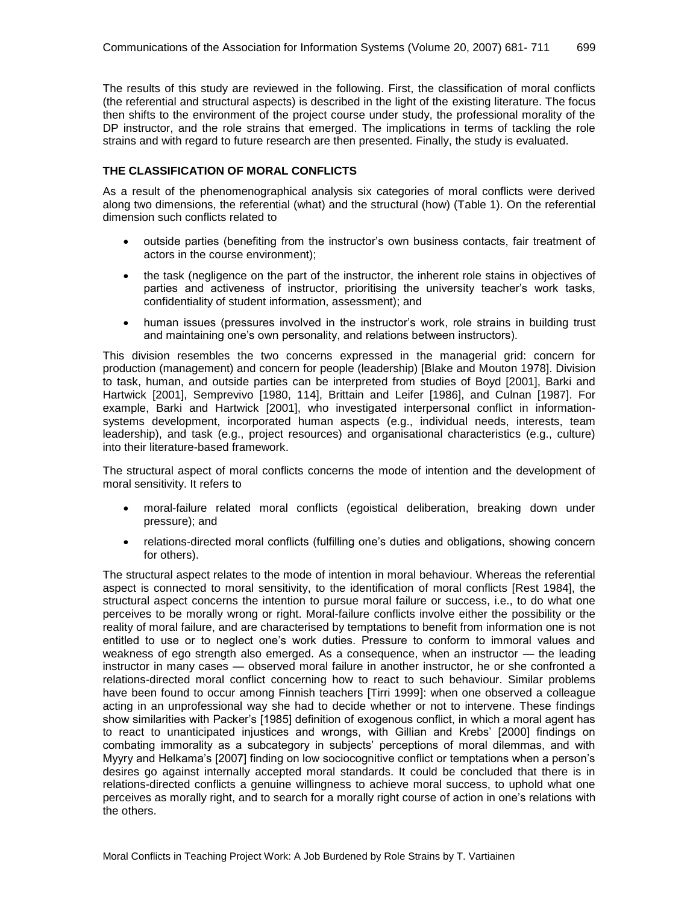The results of this study are reviewed in the following. First, the classification of moral conflicts (the referential and structural aspects) is described in the light of the existing literature. The focus then shifts to the environment of the project course under study, the professional morality of the DP instructor, and the role strains that emerged. The implications in terms of tackling the role strains and with regard to future research are then presented. Finally, the study is evaluated.

## THE CLASSIFICATION OF MORAL CONFLICTS

As a result of the phenomenographical analysis six categories of moral conflicts were derived along two dimensions, the referential (what) and the structural (how) (Table 1). On the referential dimension such conflicts related to

- outside parties (benefiting from the instructor's own business contacts, fair treatment of actors in the course environment);
- the task (negligence on the part of the instructor, the inherent role stains in objectives of parties and activeness of instructor, prioritising the university teacher's work tasks, confidentiality of student information, assessment); and
- human issues (pressures involved in the instructor's work, role strains in building trust and maintaining one's own personality, and relations between instructors).

This division resembles the two concerns expressed in the managerial grid: concern for production (management) and concern for people (leadership) [Blake and Mouton 1978]. Division to task, human, and outside parties can be interpreted from studies of Boyd [2001], Barki and Hartwick [2001], Semprevivo [1980, 114], Brittain and Leifer [1986], and Culnan [1987]. For example, Barki and Hartwick [2001], who investigated interpersonal conflict in information-systems development, incorporated human aspects (e.g., individual needs, interests, team leadership), and task (e.g., project resources) and organisational characteristics (e.g., culture) into their literature-based framework.

The structural aspect of moral conflicts concerns the mode of intention and the development of moral sensitivity. It refers to

- moral-failure related moral conflicts (egoistical deliberation, breaking down under pressure); and
- relations-directed moral conflicts (fulfilling one's duties and obligations, showing concern for others).

The structural aspect relates to the mode of intention in moral behaviour. Whereas the referential aspect is connected to moral sensitivity, to the identification of moral conflicts [Rest 1984], the structural aspect concerns the intention to pursue moral failure or success, i.e., to do what one perceives to be morally wrong or right. Moral-failure conflicts involve either the possibility or the reality of moral failure, and are characterised by temptations to benefit from information one is not entitled to use or to neglect one's work duties. Pressure to conform to immoral values and weakness of ego strength also emerged. As a consequence, when an instructor — the leading instructor in many cases — observed moral failure in another instructor, he or she confronted a relations-directed moral conflict concerning how to react to such behaviour. Similar problems have been found to occur among Finnish teachers [Tirri 1999]: when one observed a colleague acting in an unprofessional way she had to decide whether or not to intervene. These findings show similarities with Packer's [1985] definition of exogenous conflict, in which a moral agent has to react to unanticipated injustices and wrongs, with Gillian and Krebs' [2000] findings on combating immorality as a subcategory in subjects' perceptions of moral dilemmas, and with Myyry and Helkama's [2007] finding on low sociocognitive conflict or temptations when a person's desires go against internally accepted moral standards. It could be concluded that there is in relations-directed conflicts a genuine willingness to achieve moral success, to uphold what one perceives as morally right, and to search for a morally right course of action in one's relations with the others.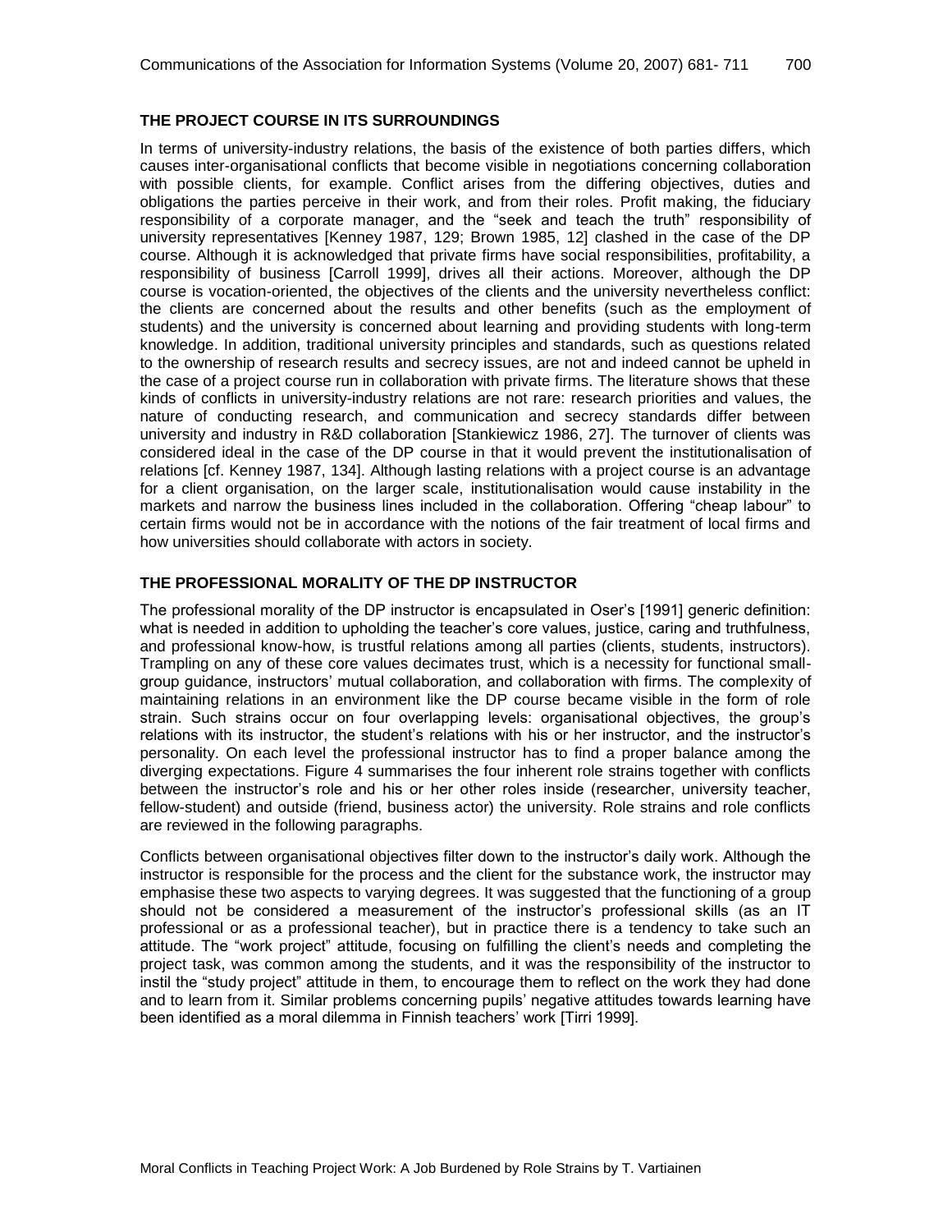### THE PROJECT COURSE IN ITS SURROUNDINGS

In terms of university-industry relations, the basis of the existence of both parties differs, which causes inter-organisational conflicts that become visible in negotiations concerning collaboration with possible clients, for example. Conflict arises from the differing objectives, duties and obligations the parties perceive in their work, and from their roles. Profit making, the fiduciary responsibility of a corporate manager, and the "seek and teach the truth" responsibility of university representatives [Kenney 1987, 129; Brown 1985, 12] clashed in the case of the DP course. Although it is acknowledged that private firms have social responsibilities, profitability, a responsibility of business [Carroll 1999], drives all their actions. Moreover, although the DP course is vocation-oriented, the objectives of the clients and the university nevertheless conflict: the clients are concerned about the results and other benefits (such as the employment of students) and the university is concerned about learning and providing students with long-term knowledge. In addition, traditional university principles and standards, such as questions related to the ownership of research results and secrecy issues, are not and indeed cannot be upheld in the case of a project course run in collaboration with private firms. The literature shows that these kinds of conflicts in university-industry relations are not rare: research priorities and values, the nature of conducting research, and communication and secrecy standards differ between university and industry in R&D collaboration [Stankiewicz 1986, 27]. The turnover of clients was considered ideal in the case of the DP course in that it would prevent the institutionalisation of relations [cf. Kenney 1987, 134]. Although lasting relations with a project course is an advantage for a client organisation, on the larger scale, institutionalisation would cause instability in the markets and narrow the business lines included in the collaboration. Offering "cheap labour" to certain firms would not be in accordance with the notions of the fair treatment of local firms and how universities should collaborate with actors in society.

### THE PROFESSIONAL MORALITY OF THE DP INSTRUCTOR

The professional morality of the DP instructor is encapsulated in Oser's [1991] generic definition: what is needed in addition to upholding the teacher's core values, justice, caring and truthfulness, and professional know-how, is trustful relations among all parties (clients, students, instructors). Trampling on any of these core values decimates trust, which is a necessity for functional small-group guidance, instructors' mutual collaboration, and collaboration with firms. The complexity of maintaining relations in an environment like the DP course became visible in the form of role strain. Such strains occur on four overlapping levels: organisational objectives, the group's relations with its instructor, the student's relations with his or her instructor, and the instructor's personality. On each level the professional instructor has to find a proper balance among the diverging expectations. Figure 4 summarises the four inherent role strains together with conflicts between the instructor's role and his or her other roles inside (researcher, university teacher, fellow-student) and outside (friend, business actor) the university. Role strains and role conflicts are reviewed in the following paragraphs.

Conflicts between organisational objectives filter down to the instructor's daily work. Although the instructor is responsible for the process and the client for the substance work, the instructor may emphasise these two aspects to varying degrees. It was suggested that the functioning of a group should not be considered a measurement of the instructor's professional skills (as an IT professional or as a professional teacher), but in practice there is a tendency to take such an attitude. The "work project" attitude, focusing on fulfilling the client's needs and completing the project task, was common among the students, and it was the responsibility of the instructor to instil the "study project" attitude in them, to encourage them to reflect on the work they had done and to learn from it. Similar problems concerning pupils' negative attitudes towards learning have been identified as a moral dilemma in Finnish teachers' work [Tirri 1999].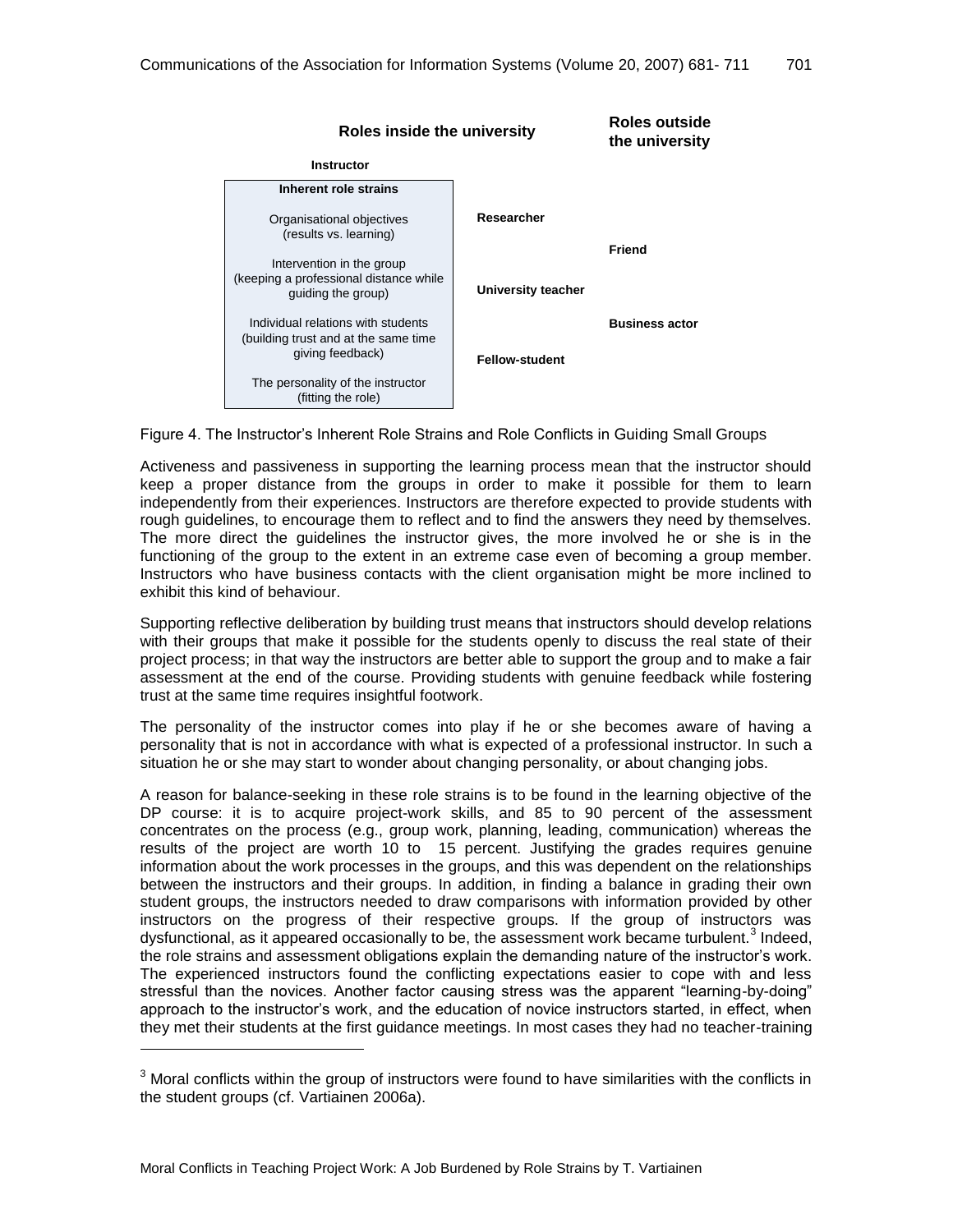**Roles inside the university** | **Roles outside the university**

**Instructor**

**Inherent role strains**

Organisational objectives
(results vs. learning)

Intervention in the group
(keeping a professional distance while guiding the group)

Individual relations with students
(building trust and at the same time giving feedback)

The personality of the instructor
(fitting the role)

**Researcher**

**University teacher**

**Fellow-student**

**Friend**

**Business actor**

Figure 4. The Instructor's Inherent Role Strains and Role Conflicts in Guiding Small Groups

Activeness and passiveness in supporting the learning process mean that the instructor should keep a proper distance from the groups in order to make it possible for them to learn independently from their experiences. Instructors are therefore expected to provide students with rough guidelines, to encourage them to reflect and to find the answers they need by themselves. The more direct the guidelines the instructor gives, the more involved he or she is in the functioning of the group to the extent in an extreme case even of becoming a group member. Instructors who have business contacts with the client organisation might be more inclined to exhibit this kind of behaviour.

Supporting reflective deliberation by building trust means that instructors should develop relations with their groups that make it possible for the students openly to discuss the real state of their project process; in that way the instructors are better able to support the group and to make a fair assessment at the end of the course. Providing students with genuine feedback while fostering trust at the same time requires insightful footwork.

The personality of the instructor comes into play if he or she becomes aware of having a personality that is not in accordance with what is expected of a professional instructor. In such a situation he or she may start to wonder about changing personality, or about changing jobs.

A reason for balance-seeking in these role strains is to be found in the learning objective of the DP course: it is to acquire project-work skills, and 85 to 90 percent of the assessment concentrates on the process (e.g., group work, planning, leading, communication) whereas the results of the project are worth 10 to 15 percent. Justifying the grades requires genuine information about the work processes in the groups, and this was dependent on the relationships between the instructors and their groups. In addition, in finding a balance in grading their own student groups, the instructors needed to draw comparisons with information provided by other instructors on the progress of their respective groups. If the group of instructors was dysfunctional, as it appeared occasionally to be, the assessment work became turbulent.[3] Indeed, the role strains and assessment obligations explain the demanding nature of the instructor's work. The experienced instructors found the conflicting expectations easier to cope with and less stressful than the novices. Another factor causing stress was the apparent "learning-by-doing" approach to the instructor's work, and the education of novice instructors started, in effect, when they met their students at the first guidance meetings. In most cases they had no teacher-training

[3] Moral conflicts within the group of instructors were found to have similarities with the conflicts in the student groups (cf. Vartiainen 2006a).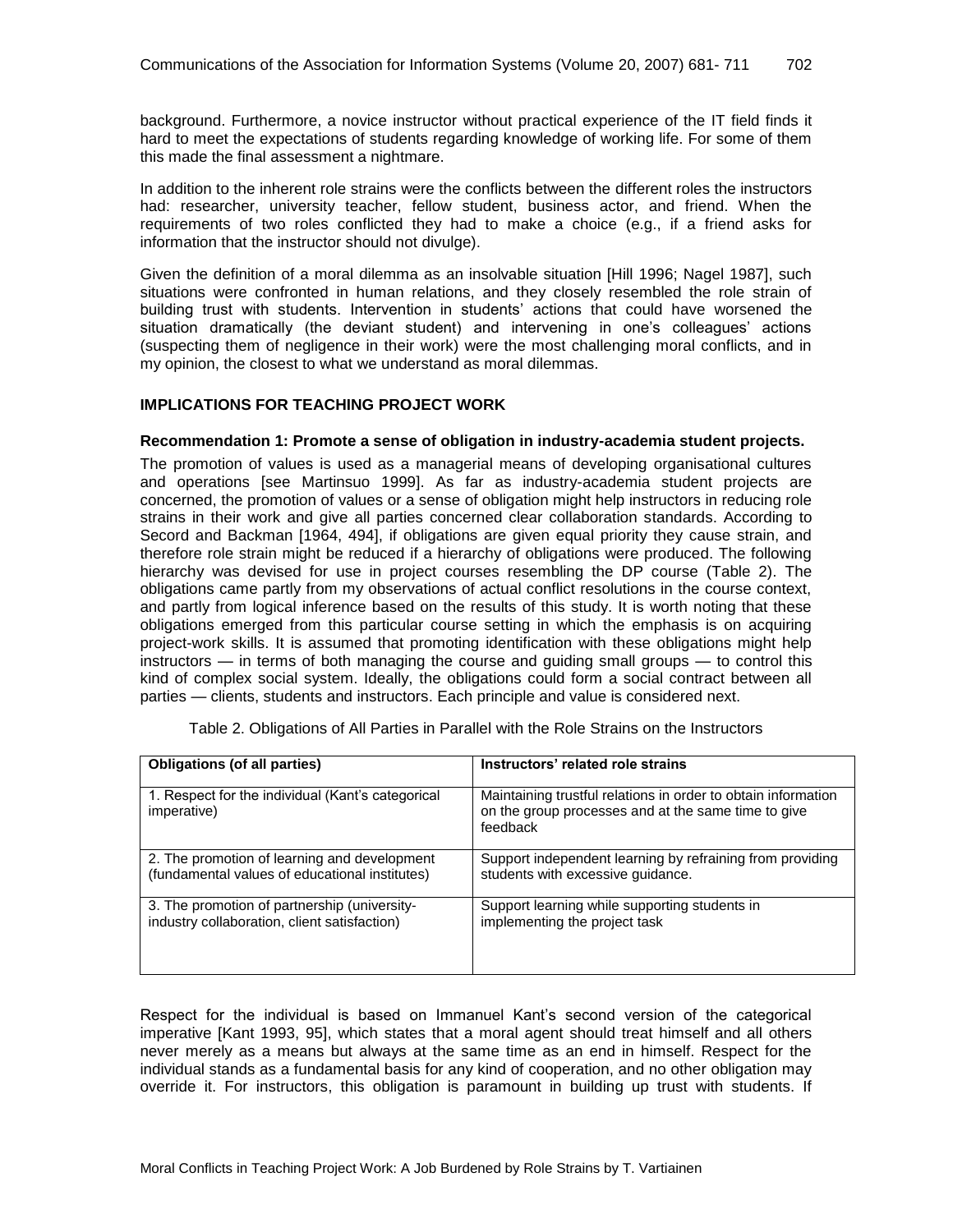background. Furthermore, a novice instructor without practical experience of the IT field finds it hard to meet the expectations of students regarding knowledge of working life. For some of them this made the final assessment a nightmare.

In addition to the inherent role strains were the conflicts between the different roles the instructors had: researcher, university teacher, fellow student, business actor, and friend. When the requirements of two roles conflicted they had to make a choice (e.g., if a friend asks for information that the instructor should not divulge).

Given the definition of a moral dilemma as an insolvable situation [Hill 1996; Nagel 1987], such situations were confronted in human relations, and they closely resembled the role strain of building trust with students. Intervention in students' actions that could have worsened the situation dramatically (the deviant student) and intervening in one's colleagues' actions (suspecting them of negligence in their work) were the most challenging moral conflicts, and in my opinion, the closest to what we understand as moral dilemmas.

## IMPLICATIONS FOR TEACHING PROJECT WORK

### Recommendation 1: Promote a sense of obligation in industry-academia student projects.

The promotion of values is used as a managerial means of developing organisational cultures and operations [see Martinsuo 1999]. As far as industry-academia student projects are concerned, the promotion of values or a sense of obligation might help instructors in reducing role strains in their work and give all parties concerned clear collaboration standards. According to Secord and Backman [1964, 494], if obligations are given equal priority they cause strain, and therefore role strain might be reduced if a hierarchy of obligations were produced. The following hierarchy was devised for use in project courses resembling the DP course (Table 2). The obligations came partly from my observations of actual conflict resolutions in the course context, and partly from logical inference based on the results of this study. It is worth noting that these obligations emerged from this particular course setting in which the emphasis is on acquiring project-work skills. It is assumed that promoting identification with these obligations might help instructors — in terms of both managing the course and guiding small groups — to control this kind of complex social system. Ideally, the obligations could form a social contract between all parties — clients, students and instructors. Each principle and value is considered next.

Table 2. Obligations of All Parties in Parallel with the Role Strains on the Instructors

| Obligations (of all parties) | Instructors' related role strains |
|---|---|
| 1. Respect for the individual (Kant's categorical imperative) | Maintaining trustful relations in order to obtain information on the group processes and at the same time to give feedback |
| 2. The promotion of learning and development (fundamental values of educational institutes) | Support independent learning by refraining from providing students with excessive guidance. |
| 3. The promotion of partnership (university-industry collaboration, client satisfaction) | Support learning while supporting students in implementing the project task |

Respect for the individual is based on Immanuel Kant's second version of the categorical imperative [Kant 1993, 95], which states that a moral agent should treat himself and all others never merely as a means but always at the same time as an end in himself. Respect for the individual stands as a fundamental basis for any kind of cooperation, and no other obligation may override it. For instructors, this obligation is paramount in building up trust with students. If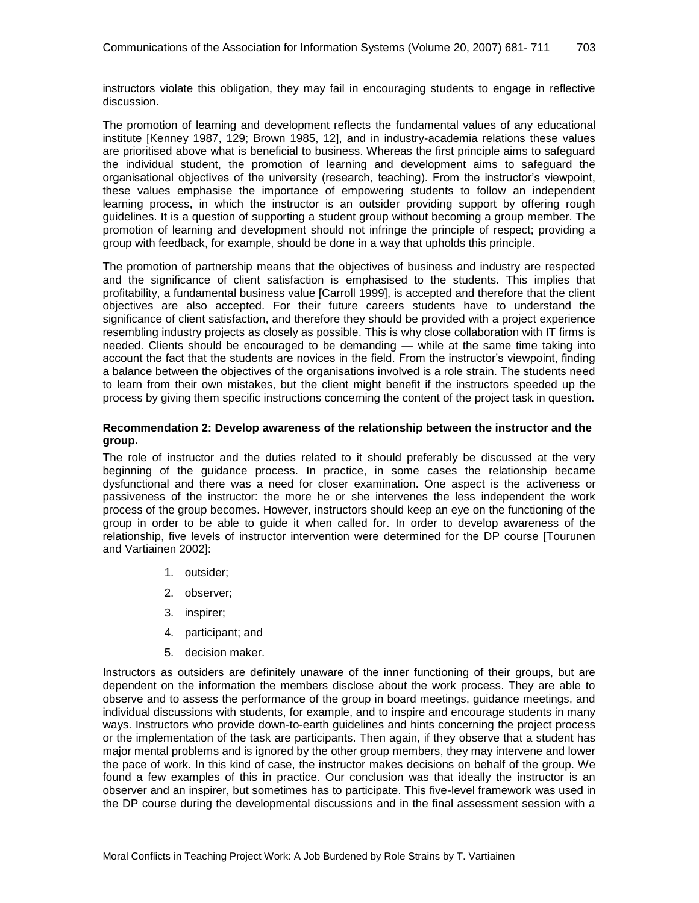instructors violate this obligation, they may fail in encouraging students to engage in reflective discussion.

The promotion of learning and development reflects the fundamental values of any educational institute [Kenney 1987, 129; Brown 1985, 12], and in industry-academia relations these values are prioritised above what is beneficial to business. Whereas the first principle aims to safeguard the individual student, the promotion of learning and development aims to safeguard the organisational objectives of the university (research, teaching). From the instructor's viewpoint, these values emphasise the importance of empowering students to follow an independent learning process, in which the instructor is an outsider providing support by offering rough guidelines. It is a question of supporting a student group without becoming a group member. The promotion of learning and development should not infringe the principle of respect; providing a group with feedback, for example, should be done in a way that upholds this principle.

The promotion of partnership means that the objectives of business and industry are respected and the significance of client satisfaction is emphasised to the students. This implies that profitability, a fundamental business value [Carroll 1999], is accepted and therefore that the client objectives are also accepted. For their future careers students have to understand the significance of client satisfaction, and therefore they should be provided with a project experience resembling industry projects as closely as possible. This is why close collaboration with IT firms is needed. Clients should be encouraged to be demanding — while at the same time taking into account the fact that the students are novices in the field. From the instructor's viewpoint, finding a balance between the objectives of the organisations involved is a role strain. The students need to learn from their own mistakes, but the client might benefit if the instructors speeded up the process by giving them specific instructions concerning the content of the project task in question.

**Recommendation 2: Develop awareness of the relationship between the instructor and the group.**

The role of instructor and the duties related to it should preferably be discussed at the very beginning of the guidance process. In practice, in some cases the relationship became dysfunctional and there was a need for closer examination. One aspect is the activeness or passiveness of the instructor: the more he or she intervenes the less independent the work process of the group becomes. However, instructors should keep an eye on the functioning of the group in order to be able to guide it when called for. In order to develop awareness of the relationship, five levels of instructor intervention were determined for the DP course [Tourunen and Vartiainen 2002]:

1. outsider;
2. observer;
3. inspirer;
4. participant; and
5. decision maker.

Instructors as outsiders are definitely unaware of the inner functioning of their groups, but are dependent on the information the members disclose about the work process. They are able to observe and to assess the performance of the group in board meetings, guidance meetings, and individual discussions with students, for example, and to inspire and encourage students in many ways. Instructors who provide down-to-earth guidelines and hints concerning the project process or the implementation of the task are participants. Then again, if they observe that a student has major mental problems and is ignored by the other group members, they may intervene and lower the pace of work. In this kind of case, the instructor makes decisions on behalf of the group. We found a few examples of this in practice. Our conclusion was that ideally the instructor is an observer and an inspirer, but sometimes has to participate. This five-level framework was used in the DP course during the developmental discussions and in the final assessment session with a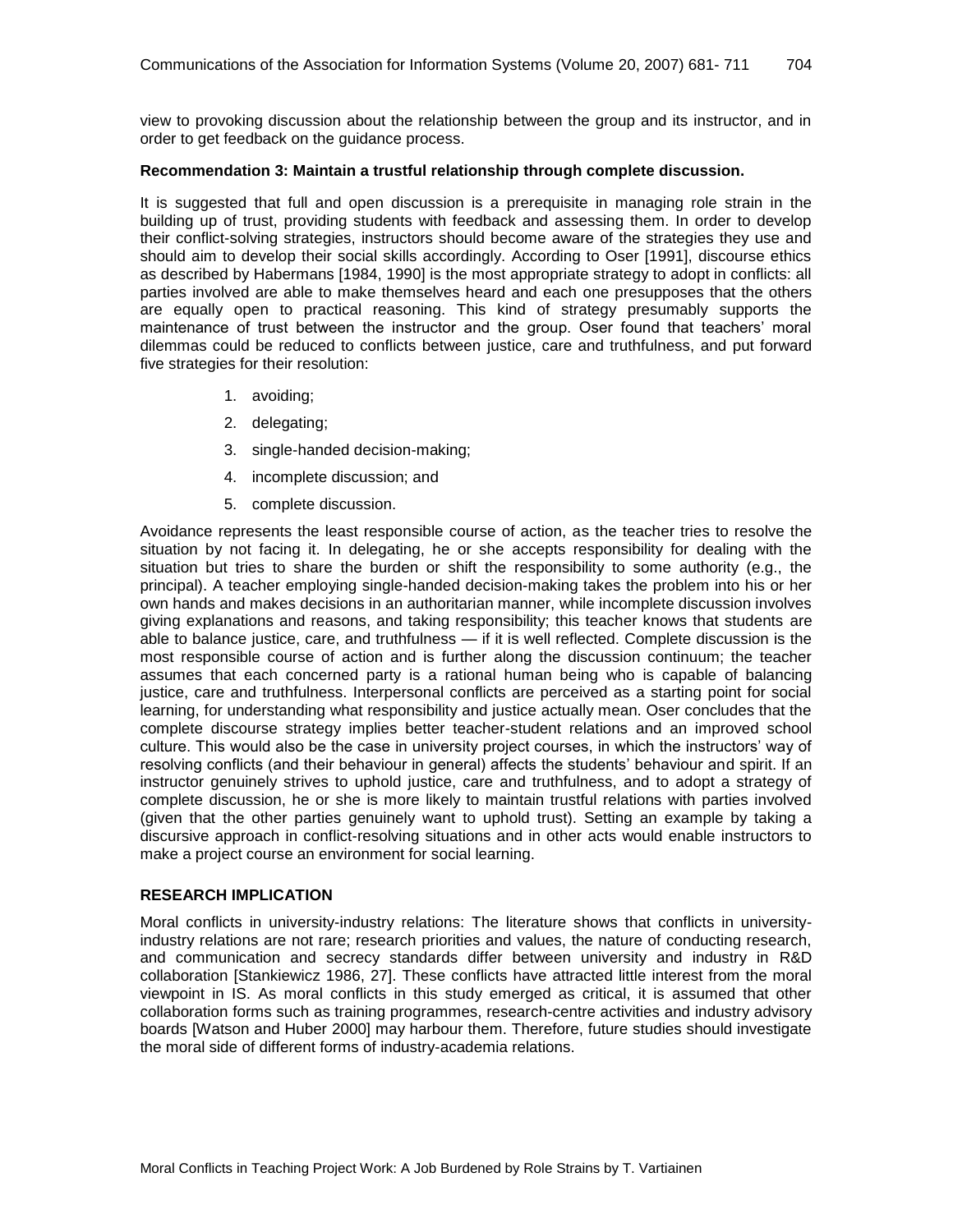view to provoking discussion about the relationship between the group and its instructor, and in order to get feedback on the guidance process.

**Recommendation 3: Maintain a trustful relationship through complete discussion.**

It is suggested that full and open discussion is a prerequisite in managing role strain in the building up of trust, providing students with feedback and assessing them. In order to develop their conflict-solving strategies, instructors should become aware of the strategies they use and should aim to develop their social skills accordingly. According to Oser [1991], discourse ethics as described by Habermans [1984, 1990] is the most appropriate strategy to adopt in conflicts: all parties involved are able to make themselves heard and each one presupposes that the others are equally open to practical reasoning. This kind of strategy presumably supports the maintenance of trust between the instructor and the group. Oser found that teachers' moral dilemmas could be reduced to conflicts between justice, care and truthfulness, and put forward five strategies for their resolution:

1. avoiding;
2. delegating;
3. single-handed decision-making;
4. incomplete discussion; and
5. complete discussion.

Avoidance represents the least responsible course of action, as the teacher tries to resolve the situation by not facing it. In delegating, he or she accepts responsibility for dealing with the situation but tries to share the burden or shift the responsibility to some authority (e.g., the principal). A teacher employing single-handed decision-making takes the problem into his or her own hands and makes decisions in an authoritarian manner, while incomplete discussion involves giving explanations and reasons, and taking responsibility; this teacher knows that students are able to balance justice, care, and truthfulness — if it is well reflected. Complete discussion is the most responsible course of action and is further along the discussion continuum; the teacher assumes that each concerned party is a rational human being who is capable of balancing justice, care and truthfulness. Interpersonal conflicts are perceived as a starting point for social learning, for understanding what responsibility and justice actually mean. Oser concludes that the complete discourse strategy implies better teacher-student relations and an improved school culture. This would also be the case in university project courses, in which the instructors' way of resolving conflicts (and their behaviour in general) affects the students' behaviour and spirit. If an instructor genuinely strives to uphold justice, care and truthfulness, and to adopt a strategy of complete discussion, he or she is more likely to maintain trustful relations with parties involved (given that the other parties genuinely want to uphold trust). Setting an example by taking a discursive approach in conflict-resolving situations and in other acts would enable instructors to make a project course an environment for social learning.

## RESEARCH IMPLICATION

Moral conflicts in university-industry relations: The literature shows that conflicts in university-industry relations are not rare; research priorities and values, the nature of conducting research, and communication and secrecy standards differ between university and industry in R&D collaboration [Stankiewicz 1986, 27]. These conflicts have attracted little interest from the moral viewpoint in IS. As moral conflicts in this study emerged as critical, it is assumed that other collaboration forms such as training programmes, research-centre activities and industry advisory boards [Watson and Huber 2000] may harbour them. Therefore, future studies should investigate the moral side of different forms of industry-academia relations.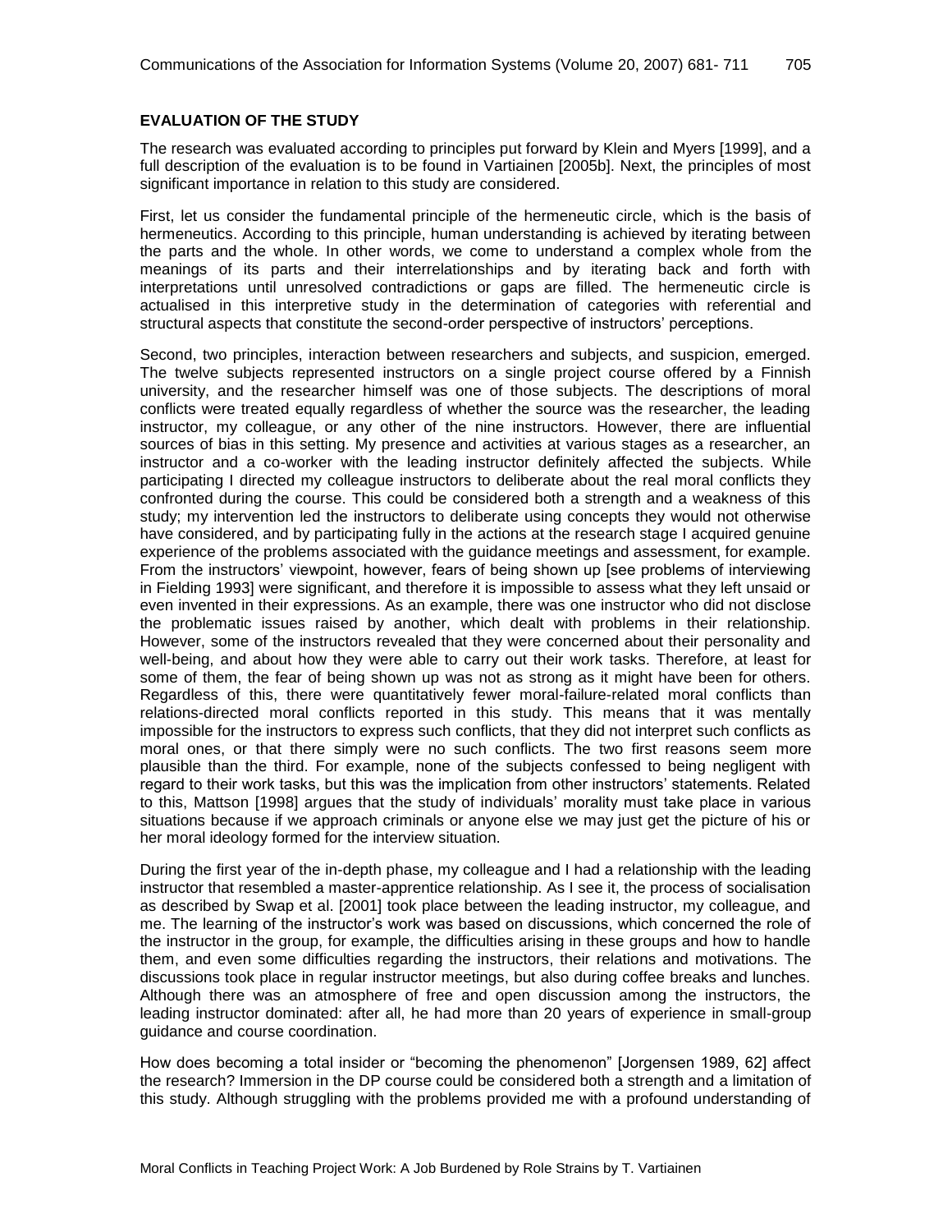**EVALUATION OF THE STUDY**

The research was evaluated according to principles put forward by Klein and Myers [1999], and a full description of the evaluation is to be found in Vartiainen [2005b]. Next, the principles of most significant importance in relation to this study are considered.

First, let us consider the fundamental principle of the hermeneutic circle, which is the basis of hermeneutics. According to this principle, human understanding is achieved by iterating between the parts and the whole. In other words, we come to understand a complex whole from the meanings of its parts and their interrelationships and by iterating back and forth with interpretations until unresolved contradictions or gaps are filled. The hermeneutic circle is actualised in this interpretive study in the determination of categories with referential and structural aspects that constitute the second-order perspective of instructors' perceptions.

Second, two principles, interaction between researchers and subjects, and suspicion, emerged. The twelve subjects represented instructors on a single project course offered by a Finnish university, and the researcher himself was one of those subjects. The descriptions of moral conflicts were treated equally regardless of whether the source was the researcher, the leading instructor, my colleague, or any other of the nine instructors. However, there are influential sources of bias in this setting. My presence and activities at various stages as a researcher, an instructor and a co-worker with the leading instructor definitely affected the subjects. While participating I directed my colleague instructors to deliberate about the real moral conflicts they confronted during the course. This could be considered both a strength and a weakness of this study; my intervention led the instructors to deliberate using concepts they would not otherwise have considered, and by participating fully in the actions at the research stage I acquired genuine experience of the problems associated with the guidance meetings and assessment, for example. From the instructors' viewpoint, however, fears of being shown up [see problems of interviewing in Fielding 1993] were significant, and therefore it is impossible to assess what they left unsaid or even invented in their expressions. As an example, there was one instructor who did not disclose the problematic issues raised by another, which dealt with problems in their relationship. However, some of the instructors revealed that they were concerned about their personality and well-being, and about how they were able to carry out their work tasks. Therefore, at least for some of them, the fear of being shown up was not as strong as it might have been for others. Regardless of this, there were quantitatively fewer moral-failure-related moral conflicts than relations-directed moral conflicts reported in this study. This means that it was mentally impossible for the instructors to express such conflicts, that they did not interpret such conflicts as moral ones, or that there simply were no such conflicts. The two first reasons seem more plausible than the third. For example, none of the subjects confessed to being negligent with regard to their work tasks, but this was the implication from other instructors' statements. Related to this, Mattson [1998] argues that the study of individuals' morality must take place in various situations because if we approach criminals or anyone else we may just get the picture of his or her moral ideology formed for the interview situation.

During the first year of the in-depth phase, my colleague and I had a relationship with the leading instructor that resembled a master-apprentice relationship. As I see it, the process of socialisation as described by Swap et al. [2001] took place between the leading instructor, my colleague, and me. The learning of the instructor's work was based on discussions, which concerned the role of the instructor in the group, for example, the difficulties arising in these groups and how to handle them, and even some difficulties regarding the instructors, their relations and motivations. The discussions took place in regular instructor meetings, but also during coffee breaks and lunches. Although there was an atmosphere of free and open discussion among the instructors, the leading instructor dominated: after all, he had more than 20 years of experience in small-group guidance and course coordination.

How does becoming a total insider or "becoming the phenomenon" [Jorgensen 1989, 62] affect the research? Immersion in the DP course could be considered both a strength and a limitation of this study. Although struggling with the problems provided me with a profound understanding of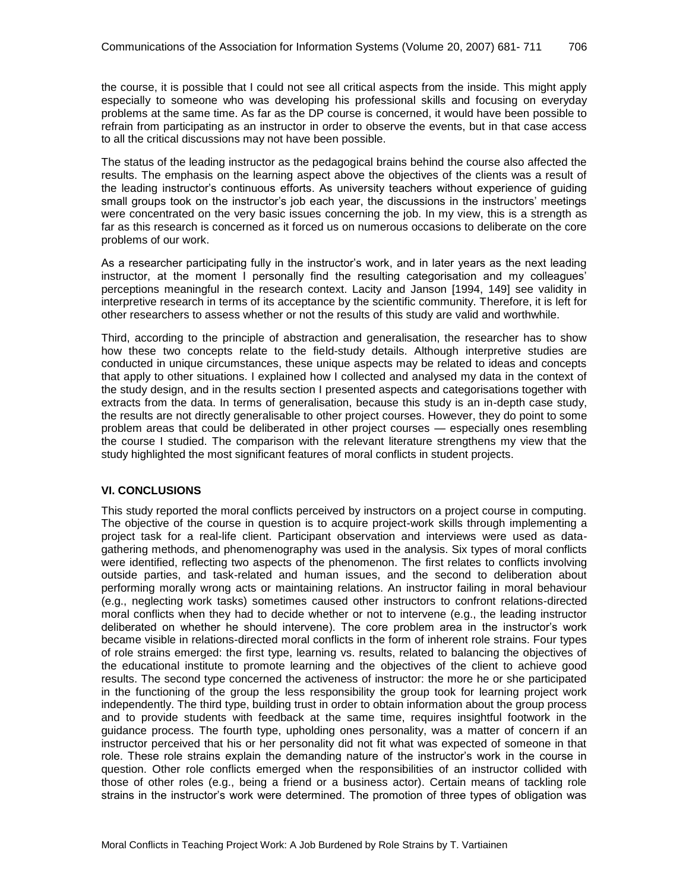the course, it is possible that I could not see all critical aspects from the inside. This might apply especially to someone who was developing his professional skills and focusing on everyday problems at the same time. As far as the DP course is concerned, it would have been possible to refrain from participating as an instructor in order to observe the events, but in that case access to all the critical discussions may not have been possible.

The status of the leading instructor as the pedagogical brains behind the course also affected the results. The emphasis on the learning aspect above the objectives of the clients was a result of the leading instructor's continuous efforts. As university teachers without experience of guiding small groups took on the instructor's job each year, the discussions in the instructors' meetings were concentrated on the very basic issues concerning the job. In my view, this is a strength as far as this research is concerned as it forced us on numerous occasions to deliberate on the core problems of our work.

As a researcher participating fully in the instructor's work, and in later years as the next leading instructor, at the moment I personally find the resulting categorisation and my colleagues' perceptions meaningful in the research context. Lacity and Janson [1994, 149] see validity in interpretive research in terms of its acceptance by the scientific community. Therefore, it is left for other researchers to assess whether or not the results of this study are valid and worthwhile.

Third, according to the principle of abstraction and generalisation, the researcher has to show how these two concepts relate to the field-study details. Although interpretive studies are conducted in unique circumstances, these unique aspects may be related to ideas and concepts that apply to other situations. I explained how I collected and analysed my data in the context of the study design, and in the results section I presented aspects and categorisations together with extracts from the data. In terms of generalisation, because this study is an in-depth case study, the results are not directly generalisable to other project courses. However, they do point to some problem areas that could be deliberated in other project courses — especially ones resembling the course I studied. The comparison with the relevant literature strengthens my view that the study highlighted the most significant features of moral conflicts in student projects.

## VI. CONCLUSIONS

This study reported the moral conflicts perceived by instructors on a project course in computing. The objective of the course in question is to acquire project-work skills through implementing a project task for a real-life client. Participant observation and interviews were used as data-gathering methods, and phenomenography was used in the analysis. Six types of moral conflicts were identified, reflecting two aspects of the phenomenon. The first relates to conflicts involving outside parties, and task-related and human issues, and the second to deliberation about performing morally wrong acts or maintaining relations. An instructor failing in moral behaviour (e.g., neglecting work tasks) sometimes caused other instructors to confront relations-directed moral conflicts when they had to decide whether or not to intervene (e.g., the leading instructor deliberated on whether he should intervene). The core problem area in the instructor's work became visible in relations-directed moral conflicts in the form of inherent role strains. Four types of role strains emerged: the first type, learning vs. results, related to balancing the objectives of the educational institute to promote learning and the objectives of the client to achieve good results. The second type concerned the activeness of instructor: the more he or she participated in the functioning of the group the less responsibility the group took for learning project work independently. The third type, building trust in order to obtain information about the group process and to provide students with feedback at the same time, requires insightful footwork in the guidance process. The fourth type, upholding ones personality, was a matter of concern if an instructor perceived that his or her personality did not fit what was expected of someone in that role. These role strains explain the demanding nature of the instructor's work in the course in question. Other role conflicts emerged when the responsibilities of an instructor collided with those of other roles (e.g., being a friend or a business actor). Certain means of tackling role strains in the instructor's work were determined. The promotion of three types of obligation was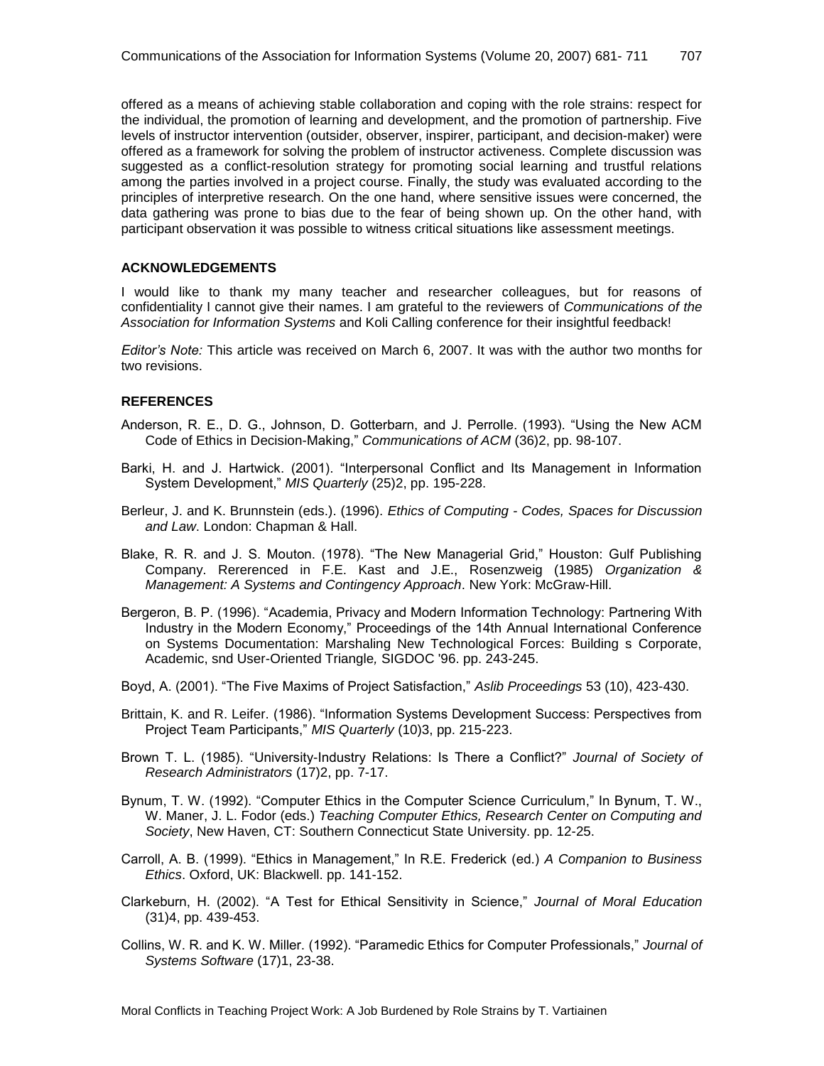offered as a means of achieving stable collaboration and coping with the role strains: respect for the individual, the promotion of learning and development, and the promotion of partnership. Five levels of instructor intervention (outsider, observer, inspirer, participant, and decision-maker) were offered as a framework for solving the problem of instructor activeness. Complete discussion was suggested as a conflict-resolution strategy for promoting social learning and trustful relations among the parties involved in a project course. Finally, the study was evaluated according to the principles of interpretive research. On the one hand, where sensitive issues were concerned, the data gathering was prone to bias due to the fear of being shown up. On the other hand, with participant observation it was possible to witness critical situations like assessment meetings.

## ACKNOWLEDGEMENTS

I would like to thank my many teacher and researcher colleagues, but for reasons of confidentiality I cannot give their names. I am grateful to the reviewers of *Communications of the Association for Information Systems* and Koli Calling conference for their insightful feedback!

*Editor's Note:* This article was received on March 6, 2007. It was with the author two months for two revisions.

## REFERENCES

Anderson, R. E., D. G., Johnson, D. Gotterbarn, and J. Perrolle. (1993). "Using the New ACM Code of Ethics in Decision-Making," *Communications of ACM* (36)2, pp. 98-107.

Barki, H. and J. Hartwick. (2001). "Interpersonal Conflict and Its Management in Information System Development," *MIS Quarterly* (25)2, pp. 195-228.

Berleur, J. and K. Brunnstein (eds.). (1996). *Ethics of Computing - Codes, Spaces for Discussion and Law*. London: Chapman & Hall.

Blake, R. R. and J. S. Mouton. (1978). "The New Managerial Grid," Houston: Gulf Publishing Company. Rererenced in F.E. Kast and J.E., Rosenzweig (1985) *Organization & Management: A Systems and Contingency Approach*. New York: McGraw-Hill.

Bergeron, B. P. (1996). "Academia, Privacy and Modern Information Technology: Partnering With Industry in the Modern Economy," Proceedings of the 14th Annual International Conference on Systems Documentation: Marshaling New Technological Forces: Building s Corporate, Academic, snd User-Oriented Triangle*,* SIGDOC '96. pp. 243-245.

Boyd, A. (2001). "The Five Maxims of Project Satisfaction," *Aslib Proceedings* 53 (10), 423-430.

Brittain, K. and R. Leifer. (1986). "Information Systems Development Success: Perspectives from Project Team Participants," *MIS Quarterly* (10)3, pp. 215-223.

Brown T. L. (1985). "University-Industry Relations: Is There a Conflict?" *Journal of Society of Research Administrators* (17)2, pp. 7-17.

Bynum, T. W. (1992). "Computer Ethics in the Computer Science Curriculum," In Bynum, T. W., W. Maner, J. L. Fodor (eds.) *Teaching Computer Ethics, Research Center on Computing and Society*, New Haven, CT: Southern Connecticut State University. pp. 12-25.

Carroll, A. B. (1999). "Ethics in Management," In R.E. Frederick (ed.) *A Companion to Business Ethics*. Oxford, UK: Blackwell. pp. 141-152.

Clarkeburn, H. (2002). "A Test for Ethical Sensitivity in Science," *Journal of Moral Education* (31)4, pp. 439-453.

Collins, W. R. and K. W. Miller. (1992). "Paramedic Ethics for Computer Professionals," *Journal of Systems Software* (17)1, 23-38.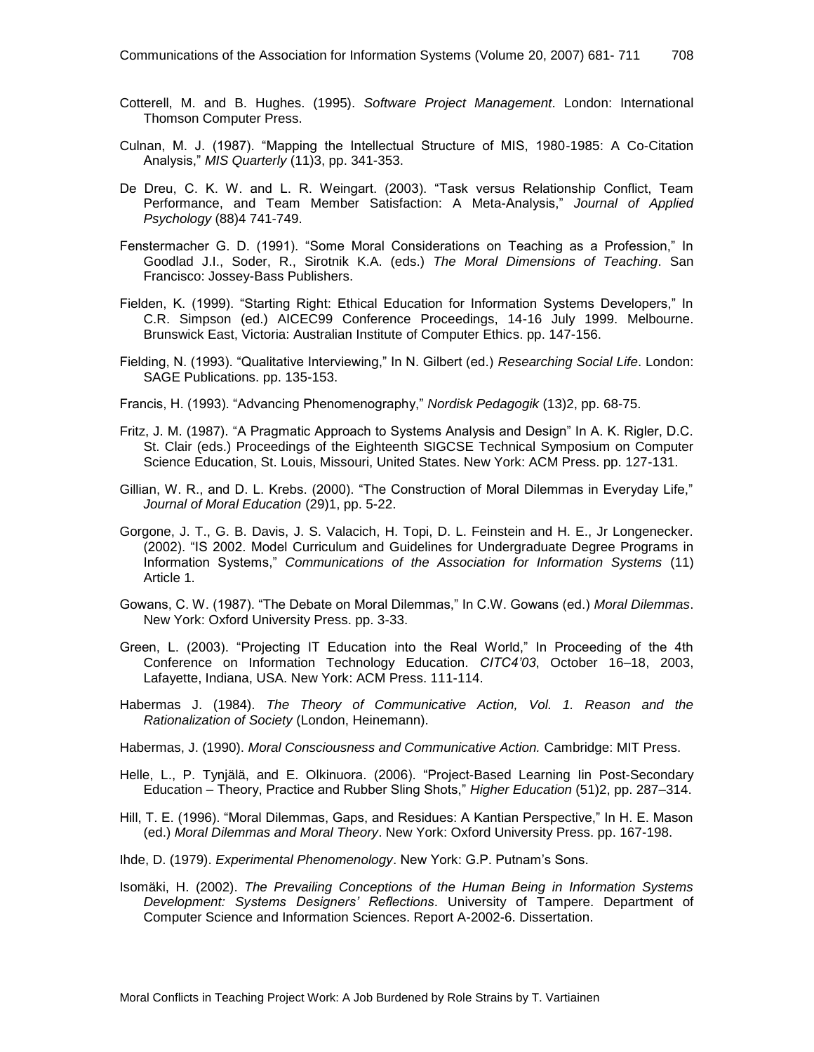Cotterell, M. and B. Hughes. (1995). *Software Project Management*. London: International Thomson Computer Press.

Culnan, M. J. (1987). "Mapping the Intellectual Structure of MIS, 1980-1985: A Co-Citation Analysis," *MIS Quarterly* (11)3, pp. 341-353.

De Dreu, C. K. W. and L. R. Weingart. (2003). "Task versus Relationship Conflict, Team Performance, and Team Member Satisfaction: A Meta-Analysis," *Journal of Applied Psychology* (88)4 741-749.

Fenstermacher G. D. (1991). "Some Moral Considerations on Teaching as a Profession," In Goodlad J.I., Soder, R., Sirotnik K.A. (eds.) *The Moral Dimensions of Teaching*. San Francisco: Jossey-Bass Publishers.

Fielden, K. (1999). "Starting Right: Ethical Education for Information Systems Developers," In C.R. Simpson (ed.) AICEC99 Conference Proceedings, 14-16 July 1999. Melbourne. Brunswick East, Victoria: Australian Institute of Computer Ethics. pp. 147-156.

Fielding, N. (1993). "Qualitative Interviewing," In N. Gilbert (ed.) *Researching Social Life*. London: SAGE Publications. pp. 135-153.

Francis, H. (1993). "Advancing Phenomenography," *Nordisk Pedagogik* (13)2, pp. 68-75.

Fritz, J. M. (1987). "A Pragmatic Approach to Systems Analysis and Design" In A. K. Rigler, D.C. St. Clair (eds.) Proceedings of the Eighteenth SIGCSE Technical Symposium on Computer Science Education, St. Louis, Missouri, United States. New York: ACM Press. pp. 127-131.

Gillian, W. R., and D. L. Krebs. (2000). "The Construction of Moral Dilemmas in Everyday Life," *Journal of Moral Education* (29)1, pp. 5-22.

Gorgone, J. T., G. B. Davis, J. S. Valacich, H. Topi, D. L. Feinstein and H. E., Jr Longenecker. (2002). "IS 2002. Model Curriculum and Guidelines for Undergraduate Degree Programs in Information Systems," *Communications of the Association for Information Systems* (11) Article 1.

Gowans, C. W. (1987). "The Debate on Moral Dilemmas," In C.W. Gowans (ed.) *Moral Dilemmas*. New York: Oxford University Press. pp. 3-33.

Green, L. (2003). "Projecting IT Education into the Real World," In Proceeding of the 4th Conference on Information Technology Education. *CITC4'03*, October 16–18, 2003, Lafayette, Indiana, USA. New York: ACM Press. 111-114.

Habermas J. (1984). *The Theory of Communicative Action, Vol. 1. Reason and the Rationalization of Society* (London, Heinemann).

Habermas, J. (1990). *Moral Consciousness and Communicative Action.* Cambridge: MIT Press.

Helle, L., P. Tynjälä, and E. Olkinuora. (2006). "Project-Based Learning Iin Post-Secondary Education – Theory, Practice and Rubber Sling Shots," *Higher Education* (51)2, pp. 287–314.

Hill, T. E. (1996). "Moral Dilemmas, Gaps, and Residues: A Kantian Perspective," In H. E. Mason (ed.) *Moral Dilemmas and Moral Theory*. New York: Oxford University Press. pp. 167-198.

Ihde, D. (1979). *Experimental Phenomenology*. New York: G.P. Putnam's Sons.

Isomäki, H. (2002). *The Prevailing Conceptions of the Human Being in Information Systems Development: Systems Designers' Reflections*. University of Tampere. Department of Computer Science and Information Sciences. Report A-2002-6. Dissertation.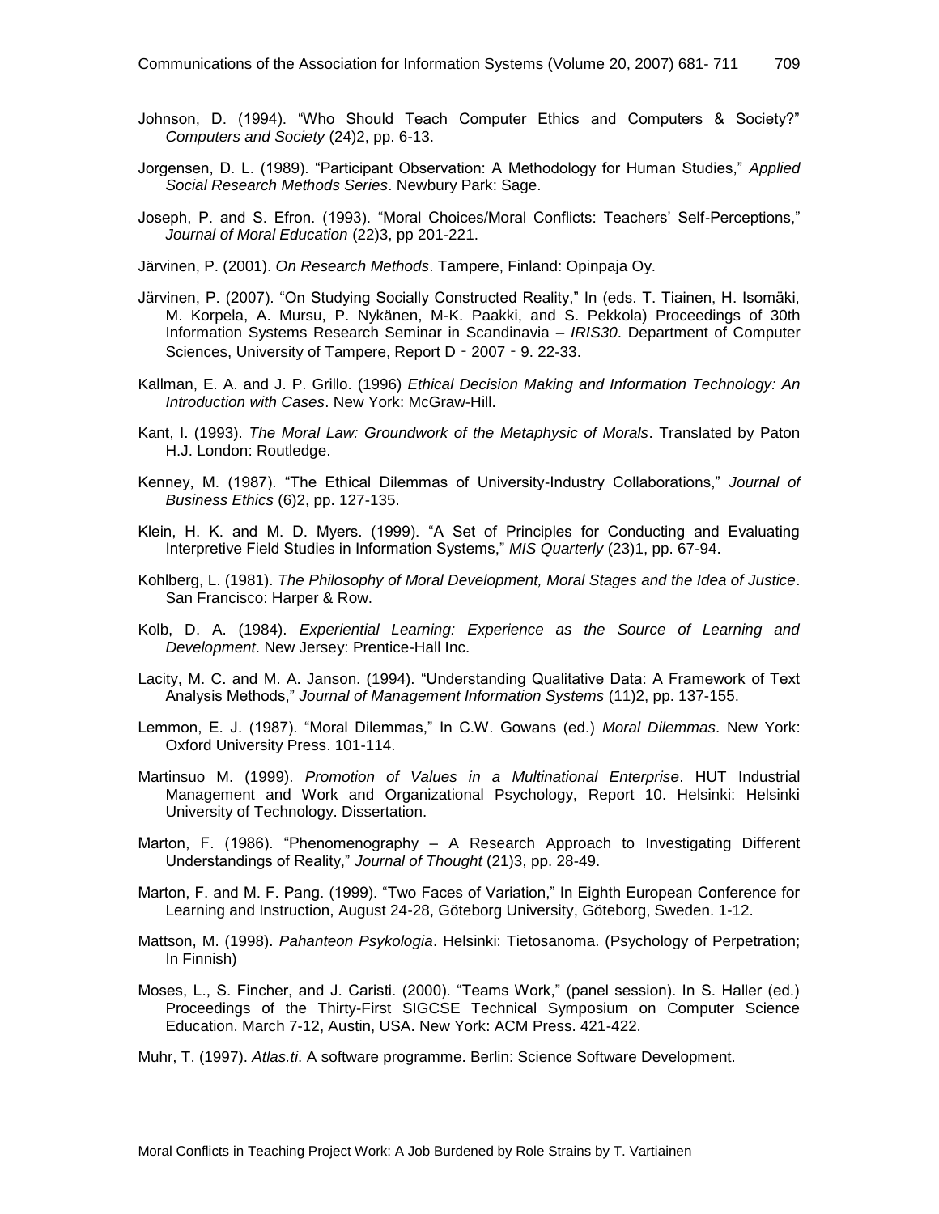Johnson, D. (1994). “Who Should Teach Computer Ethics and Computers & Society?” *Computers and Society* (24)2, pp. 6-13.

Jorgensen, D. L. (1989). “Participant Observation: A Methodology for Human Studies,” *Applied Social Research Methods Series*. Newbury Park: Sage.

Joseph, P. and S. Efron. (1993). “Moral Choices/Moral Conflicts: Teachers’ Self-Perceptions,” *Journal of Moral Education* (22)3, pp 201-221.

Järvinen, P. (2001). *On Research Methods*. Tampere, Finland: Opinpaja Oy.

Järvinen, P. (2007). “On Studying Socially Constructed Reality,” In (eds. T. Tiainen, H. Isomäki, M. Korpela, A. Mursu, P. Nykänen, M-K. Paakki, and S. Pekkola) Proceedings of 30th Information Systems Research Seminar in Scandinavia – *IRIS30*. Department of Computer Sciences, University of Tampere, Report D‐2007‐9. 22-33.

Kallman, E. A. and J. P. Grillo. (1996) *Ethical Decision Making and Information Technology: An Introduction with Cases*. New York: McGraw-Hill.

Kant, I. (1993). *The Moral Law: Groundwork of the Metaphysic of Morals*. Translated by Paton H.J. London: Routledge.

Kenney, M. (1987). “The Ethical Dilemmas of University-Industry Collaborations,” *Journal of Business Ethics* (6)2, pp. 127-135.

Klein, H. K. and M. D. Myers. (1999). “A Set of Principles for Conducting and Evaluating Interpretive Field Studies in Information Systems,” *MIS Quarterly* (23)1, pp. 67-94.

Kohlberg, L. (1981). *The Philosophy of Moral Development, Moral Stages and the Idea of Justice*. San Francisco: Harper & Row.

Kolb, D. A. (1984). *Experiential Learning: Experience as the Source of Learning and Development*. New Jersey: Prentice-Hall Inc.

Lacity, M. C. and M. A. Janson. (1994). “Understanding Qualitative Data: A Framework of Text Analysis Methods,” *Journal of Management Information Systems* (11)2, pp. 137-155.

Lemmon, E. J. (1987). “Moral Dilemmas,” In C.W. Gowans (ed.) *Moral Dilemmas*. New York: Oxford University Press. 101-114.

Martinsuo M. (1999). *Promotion of Values in a Multinational Enterprise*. HUT Industrial Management and Work and Organizational Psychology, Report 10. Helsinki: Helsinki University of Technology. Dissertation.

Marton, F. (1986). “Phenomenography – A Research Approach to Investigating Different Understandings of Reality,” *Journal of Thought* (21)3, pp. 28-49.

Marton, F. and M. F. Pang. (1999). “Two Faces of Variation,” In Eighth European Conference for Learning and Instruction, August 24-28, Göteborg University, Göteborg, Sweden. 1-12.

Mattson, M. (1998). *Pahanteon Psykologia*. Helsinki: Tietosanoma. (Psychology of Perpetration; In Finnish)

Moses, L., S. Fincher, and J. Caristi. (2000). “Teams Work,” (panel session). In S. Haller (ed.) Proceedings of the Thirty-First SIGCSE Technical Symposium on Computer Science Education. March 7-12, Austin, USA. New York: ACM Press. 421-422.

Muhr, T. (1997). *Atlas.ti*. A software programme. Berlin: Science Software Development.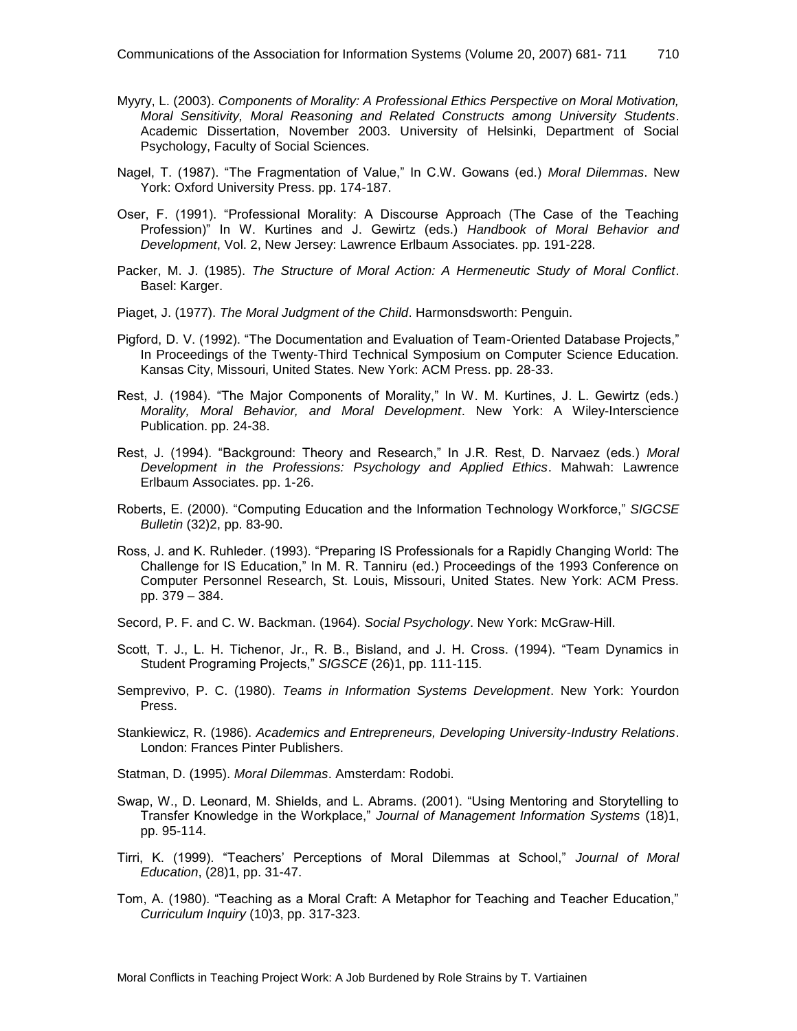Myyry, L. (2003). *Components of Morality: A Professional Ethics Perspective on Moral Motivation, Moral Sensitivity, Moral Reasoning and Related Constructs among University Students*. Academic Dissertation, November 2003. University of Helsinki, Department of Social Psychology, Faculty of Social Sciences.

Nagel, T. (1987). "The Fragmentation of Value," In C.W. Gowans (ed.) *Moral Dilemmas*. New York: Oxford University Press. pp. 174-187.

Oser, F. (1991). "Professional Morality: A Discourse Approach (The Case of the Teaching Profession)" In W. Kurtines and J. Gewirtz (eds.) *Handbook of Moral Behavior and Development*, Vol. 2, New Jersey: Lawrence Erlbaum Associates. pp. 191-228.

Packer, M. J. (1985). *The Structure of Moral Action: A Hermeneutic Study of Moral Conflict*. Basel: Karger.

Piaget, J. (1977). *The Moral Judgment of the Child*. Harmonsdsworth: Penguin.

Pigford, D. V. (1992). "The Documentation and Evaluation of Team-Oriented Database Projects," In Proceedings of the Twenty-Third Technical Symposium on Computer Science Education. Kansas City, Missouri, United States. New York: ACM Press. pp. 28-33.

Rest, J. (1984). "The Major Components of Morality," In W. M. Kurtines, J. L. Gewirtz (eds.) *Morality, Moral Behavior, and Moral Development*. New York: A Wiley-Interscience Publication. pp. 24-38.

Rest, J. (1994). "Background: Theory and Research," In J.R. Rest, D. Narvaez (eds.) *Moral Development in the Professions: Psychology and Applied Ethics*. Mahwah: Lawrence Erlbaum Associates. pp. 1-26.

Roberts, E. (2000). "Computing Education and the Information Technology Workforce," *SIGCSE Bulletin* (32)2, pp. 83-90.

Ross, J. and K. Ruhleder. (1993). "Preparing IS Professionals for a Rapidly Changing World: The Challenge for IS Education," In M. R. Tanniru (ed.) Proceedings of the 1993 Conference on Computer Personnel Research, St. Louis, Missouri, United States. New York: ACM Press. pp. 379 – 384.

Secord, P. F. and C. W. Backman. (1964). *Social Psychology*. New York: McGraw-Hill.

Scott, T. J., L. H. Tichenor, Jr., R. B., Bisland, and J. H. Cross. (1994). "Team Dynamics in Student Programing Projects," *SIGSCE* (26)1, pp. 111-115.

Semprevivo, P. C. (1980). *Teams in Information Systems Development*. New York: Yourdon Press.

Stankiewicz, R. (1986). *Academics and Entrepreneurs, Developing University-Industry Relations*. London: Frances Pinter Publishers.

Statman, D. (1995). *Moral Dilemmas*. Amsterdam: Rodobi.

Swap, W., D. Leonard, M. Shields, and L. Abrams. (2001). "Using Mentoring and Storytelling to Transfer Knowledge in the Workplace," *Journal of Management Information Systems* (18)1, pp. 95-114.

Tirri, K. (1999). "Teachers' Perceptions of Moral Dilemmas at School," *Journal of Moral Education*, (28)1, pp. 31-47.

Tom, A. (1980). "Teaching as a Moral Craft: A Metaphor for Teaching and Teacher Education," *Curriculum Inquiry* (10)3, pp. 317-323.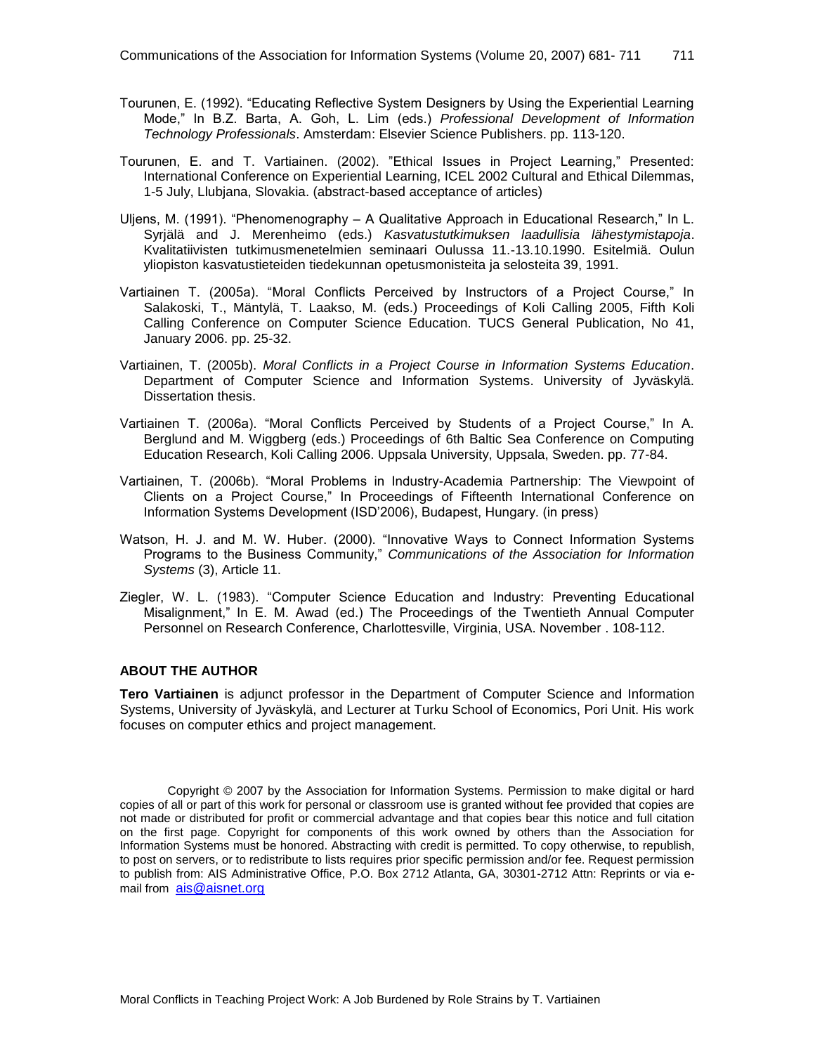Tourunen, E. (1992). “Educating Reflective System Designers by Using the Experiential Learning Mode,” In B.Z. Barta, A. Goh, L. Lim (eds.) *Professional Development of Information Technology Professionals*. Amsterdam: Elsevier Science Publishers. pp. 113-120.

Tourunen, E. and T. Vartiainen. (2002). ”Ethical Issues in Project Learning,” Presented: International Conference on Experiential Learning, ICEL 2002 Cultural and Ethical Dilemmas, 1-5 July, Llubjana, Slovakia. (abstract-based acceptance of articles)

Uljens, M. (1991). “Phenomenography – A Qualitative Approach in Educational Research,” In L. Syrjälä and J. Merenheimo (eds.) *Kasvatustutkimuksen laadullisia lähestymistapoja*. Kvalitatiivisten tutkimusmenetelmien seminaari Oulussa 11.-13.10.1990. Esitelmiä. Oulun yliopiston kasvatustieteiden tiedekunnan opetusmonisteita ja selosteita 39, 1991.

Vartiainen T. (2005a). “Moral Conflicts Perceived by Instructors of a Project Course,” In Salakoski, T., Mäntylä, T. Laakso, M. (eds.) Proceedings of Koli Calling 2005, Fifth Koli Calling Conference on Computer Science Education. TUCS General Publication, No 41, January 2006. pp. 25-32.

Vartiainen, T. (2005b). *Moral Conflicts in a Project Course in Information Systems Education*. Department of Computer Science and Information Systems. University of Jyväskylä. Dissertation thesis.

Vartiainen T. (2006a). “Moral Conflicts Perceived by Students of a Project Course,” In A. Berglund and M. Wiggberg (eds.) Proceedings of 6th Baltic Sea Conference on Computing Education Research, Koli Calling 2006. Uppsala University, Uppsala, Sweden. pp. 77-84.

Vartiainen, T. (2006b). “Moral Problems in Industry-Academia Partnership: The Viewpoint of Clients on a Project Course,” In Proceedings of Fifteenth International Conference on Information Systems Development (ISD’2006), Budapest, Hungary. (in press)

Watson, H. J. and M. W. Huber. (2000). “Innovative Ways to Connect Information Systems Programs to the Business Community,” *Communications of the Association for Information Systems* (3), Article 11.

Ziegler, W. L. (1983). “Computer Science Education and Industry: Preventing Educational Misalignment,” In E. M. Awad (ed.) The Proceedings of the Twentieth Annual Computer Personnel on Research Conference, Charlottesville, Virginia, USA. November . 108-112.

## ABOUT THE AUTHOR

**Tero Vartiainen** is adjunct professor in the Department of Computer Science and Information Systems, University of Jyväskylä, and Lecturer at Turku School of Economics, Pori Unit. His work focuses on computer ethics and project management.

Copyright © 2007 by the Association for Information Systems. Permission to make digital or hard copies of all or part of this work for personal or classroom use is granted without fee provided that copies are not made or distributed for profit or commercial advantage and that copies bear this notice and full citation on the first page. Copyright for components of this work owned by others than the Association for Information Systems must be honored. Abstracting with credit is permitted. To copy otherwise, to republish, to post on servers, or to redistribute to lists requires prior specific permission and/or fee. Request permission to publish from: AIS Administrative Office, P.O. Box 2712 Atlanta, GA, 30301-2712 Attn: Reprints or via e-mail from ais@aisnet.org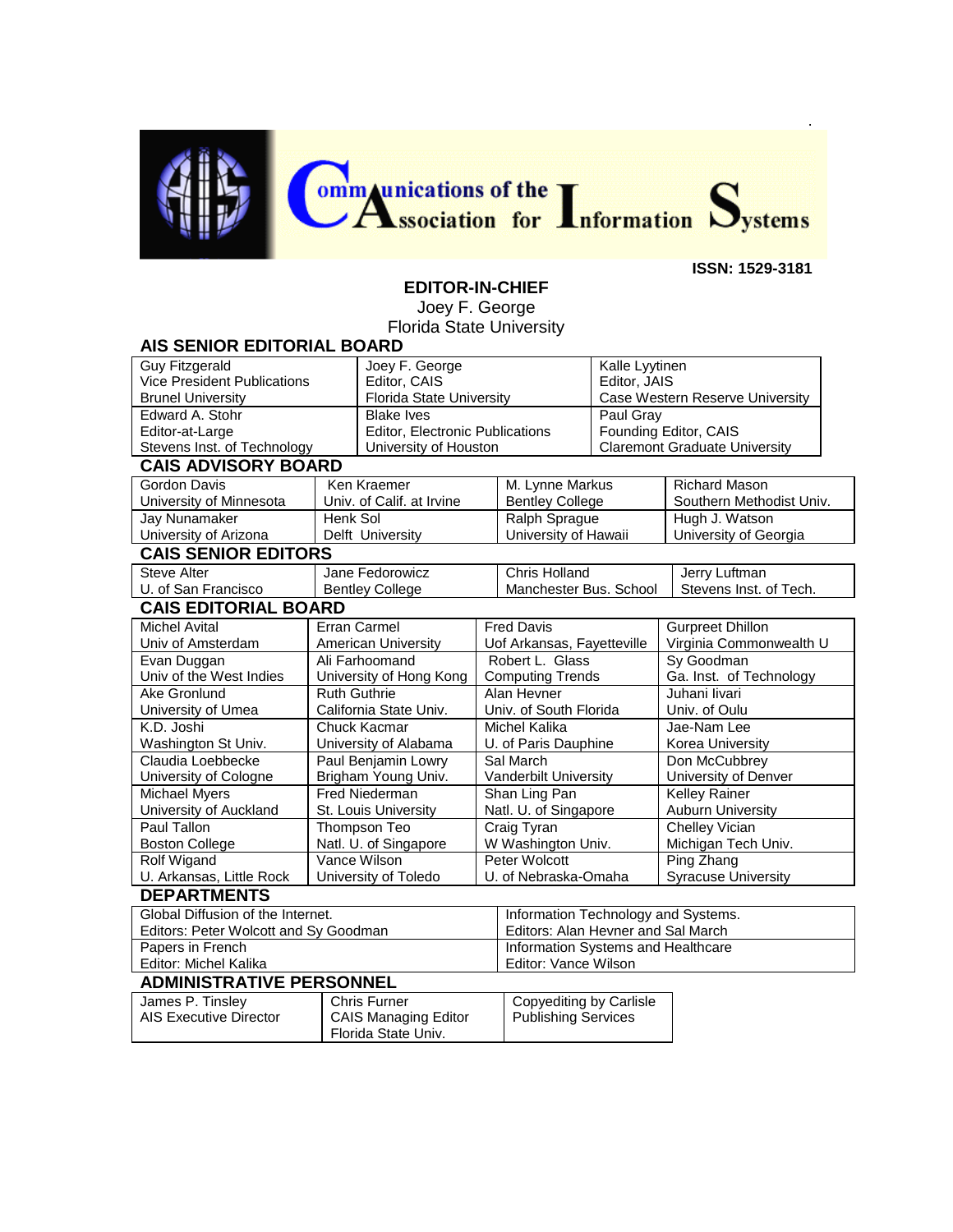# Communications of the Association for Information Systems

**ISSN: 1529-3181**

**EDITOR-IN-CHIEF**
Joey F. George
Florida State University

## AIS SENIOR EDITORIAL BOARD

| | | |
|---|---|---|
| Guy Fitzgerald<br>Vice President Publications<br>Brunel University | Joey F. George<br>Editor, CAIS<br>Florida State University | Kalle Lyytinen<br>Editor, JAIS<br>Case Western Reserve University |
| Edward A. Stohr<br>Editor-at-Large<br>Stevens Inst. of Technology | Blake Ives<br>Editor, Electronic Publications<br>University of Houston | Paul Gray<br>Founding Editor, CAIS<br>Claremont Graduate University |

## CAIS ADVISORY BOARD

| | | | |
|---|---|---|---|
| Gordon Davis<br>University of Minnesota | Ken Kraemer<br>Univ. of Calif. at Irvine | M. Lynne Markus<br>Bentley College | Richard Mason<br>Southern Methodist Univ. |
| Jay Nunamaker<br>University of Arizona | Henk Sol<br>Delft University | Ralph Sprague<br>University of Hawaii | Hugh J. Watson<br>University of Georgia |

## CAIS SENIOR EDITORS

| | | | |
|---|---|---|---|
| Steve Alter<br>U. of San Francisco | Jane Fedorowicz<br>Bentley College | Chris Holland<br>Manchester Bus. School | Jerry Luftman<br>Stevens Inst. of Tech. |

## CAIS EDITORIAL BOARD

| | | | |
|---|---|---|---|
| Michel Avital<br>Univ of Amsterdam | Erran Carmel<br>American University | Fred Davis<br>Uof Arkansas, Fayetteville | Gurpreet Dhillon<br>Virginia Commonwealth U |
| Evan Duggan<br>Univ of the West Indies | Ali Farhoomand<br>University of Hong Kong | Robert L. Glass<br>Computing Trends | Sy Goodman<br>Ga. Inst. of Technology |
| Ake Gronlund<br>University of Umea | Ruth Guthrie<br>California State Univ. | Alan Hevner<br>Univ. of South Florida | Juhani Iivari<br>Univ. of Oulu |
| K.D. Joshi<br>Washington St Univ. | Chuck Kacmar<br>University of Alabama | Michel Kalika<br>U. of Paris Dauphine | Jae-Nam Lee<br>Korea University |
| Claudia Loebbecke<br>University of Cologne | Paul Benjamin Lowry<br>Brigham Young Univ. | Sal March<br>Vanderbilt University | Don McCubbrey<br>University of Denver |
| Michael Myers<br>University of Auckland | Fred Niederman<br>St. Louis University | Shan Ling Pan<br>Natl. U. of Singapore | Kelley Rainer<br>Auburn University |
| Paul Tallon<br>Boston College | Thompson Teo<br>Natl. U. of Singapore | Craig Tyran<br>W Washington Univ. | Chelley Vician<br>Michigan Tech Univ. |
| Rolf Wigand<br>U. Arkansas, Little Rock | Vance Wilson<br>University of Toledo | Peter Wolcott<br>U. of Nebraska-Omaha | Ping Zhang<br>Syracuse University |

## DEPARTMENTS

| | |
|---|---|
| Global Diffusion of the Internet.<br>Editors: Peter Wolcott and Sy Goodman | Information Technology and Systems.<br>Editors: Alan Hevner and Sal March |
| Papers in French<br>Editor: Michel Kalika | Information Systems and Healthcare<br>Editor: Vance Wilson |

## ADMINISTRATIVE PERSONNEL

| | | |
|---|---|---|
| James P. Tinsley<br>AIS Executive Director | Chris Furner<br>CAIS Managing Editor<br>Florida State Univ. | Copyediting by Carlisle Publishing Services |